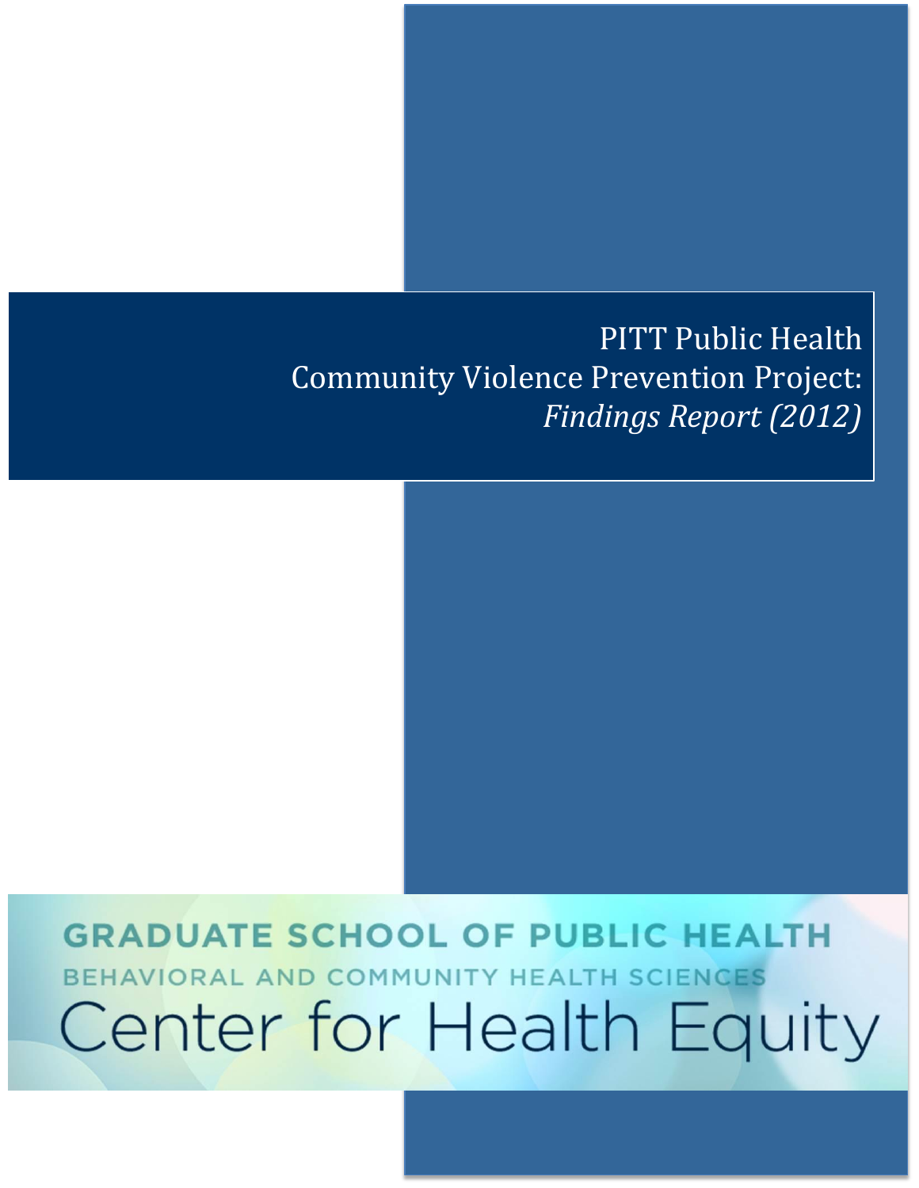# PITT Public Health
# Community Violence Prevention Project:
# *Findings Report (2012)*

GRADUATE SCHOOL OF PUBLIC HEALTH

BEHAVIORAL AND COMMUNITY HEALTH SCIENCES

Center for Health Equity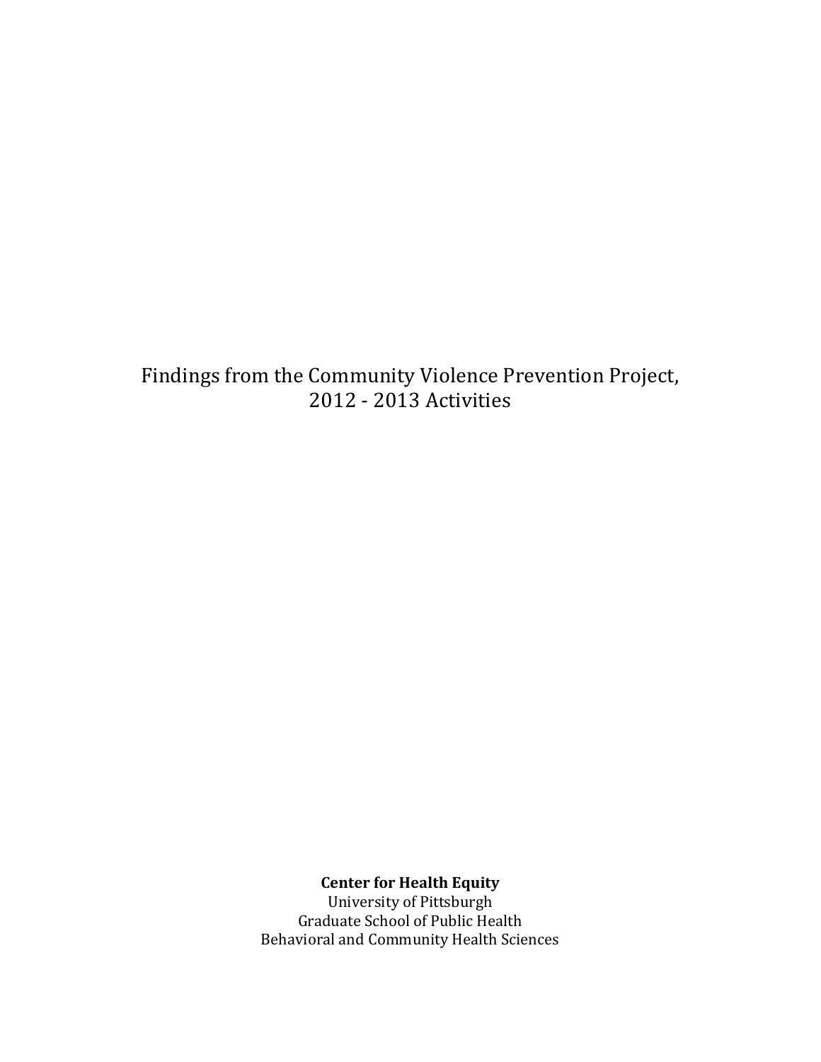# Findings from the Community Violence Prevention Project, 2012 - 2013 Activities

**Center for Health Equity**
University of Pittsburgh
Graduate School of Public Health
Behavioral and Community Health Sciences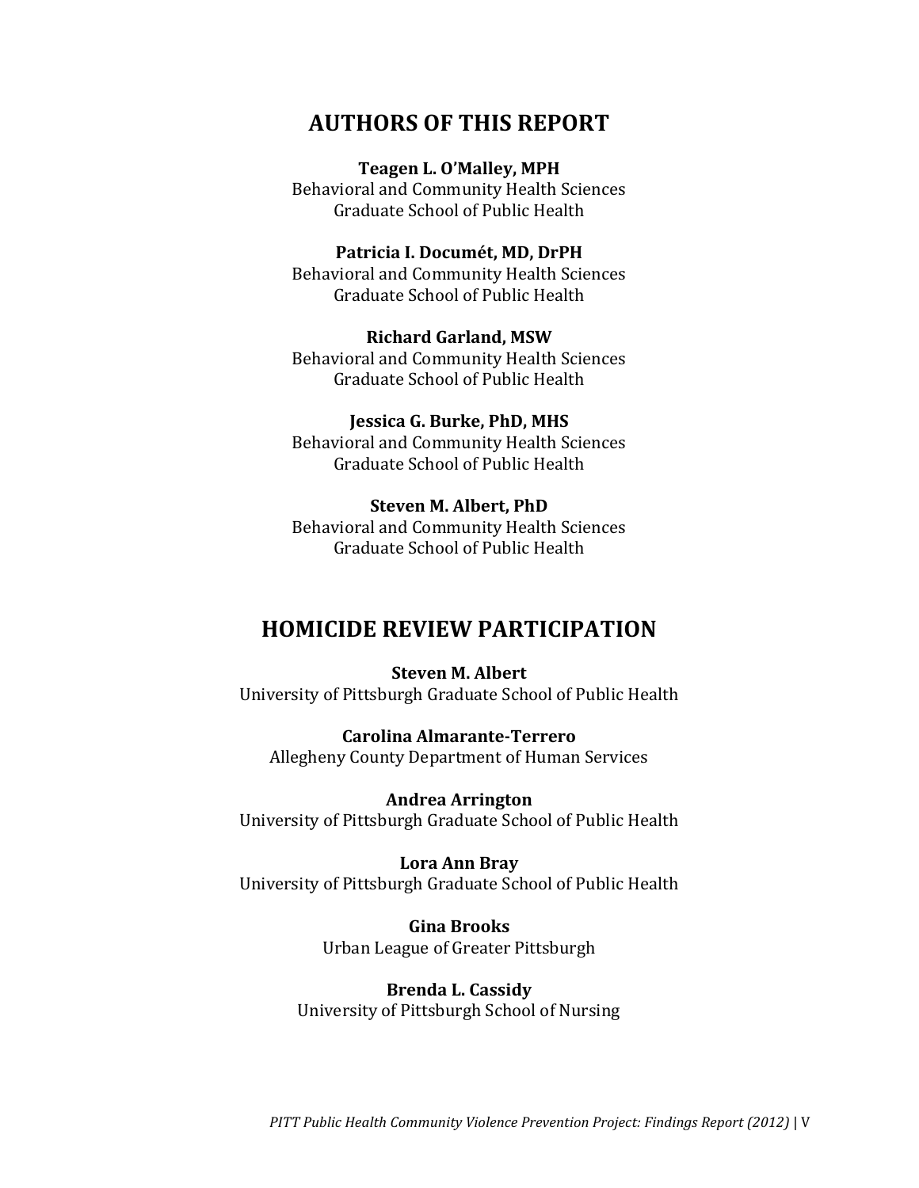## AUTHORS OF THIS REPORT

**Teagen L. O'Malley, MPH**
Behavioral and Community Health Sciences
Graduate School of Public Health

**Patricia I. Documét, MD, DrPH**
Behavioral and Community Health Sciences
Graduate School of Public Health

**Richard Garland, MSW**
Behavioral and Community Health Sciences
Graduate School of Public Health

**Jessica G. Burke, PhD, MHS**
Behavioral and Community Health Sciences
Graduate School of Public Health

**Steven M. Albert, PhD**
Behavioral and Community Health Sciences
Graduate School of Public Health

## HOMICIDE REVIEW PARTICIPATION

**Steven M. Albert**
University of Pittsburgh Graduate School of Public Health

**Carolina Almarante-Terrero**
Allegheny County Department of Human Services

**Andrea Arrington**
University of Pittsburgh Graduate School of Public Health

**Lora Ann Bray**
University of Pittsburgh Graduate School of Public Health

**Gina Brooks**
Urban League of Greater Pittsburgh

**Brenda L. Cassidy**
University of Pittsburgh School of Nursing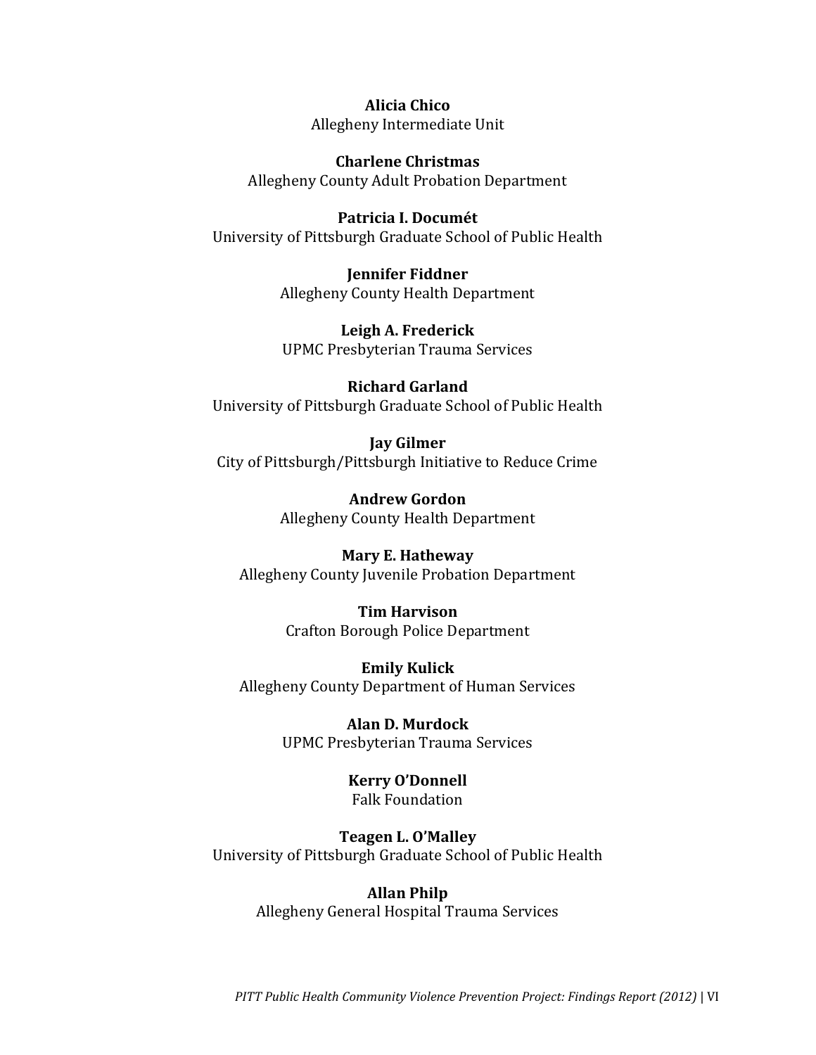**Alicia Chico**
Allegheny Intermediate Unit

**Charlene Christmas**
Allegheny County Adult Probation Department

**Patricia I. Documét**
University of Pittsburgh Graduate School of Public Health

**Jennifer Fiddner**
Allegheny County Health Department

**Leigh A. Frederick**
UPMC Presbyterian Trauma Services

**Richard Garland**
University of Pittsburgh Graduate School of Public Health

**Jay Gilmer**
City of Pittsburgh/Pittsburgh Initiative to Reduce Crime

**Andrew Gordon**
Allegheny County Health Department

**Mary E. Hatheway**
Allegheny County Juvenile Probation Department

**Tim Harvison**
Crafton Borough Police Department

**Emily Kulick**
Allegheny County Department of Human Services

**Alan D. Murdock**
UPMC Presbyterian Trauma Services

**Kerry O'Donnell**
Falk Foundation

**Teagen L. O'Malley**
University of Pittsburgh Graduate School of Public Health

**Allan Philp**
Allegheny General Hospital Trauma Services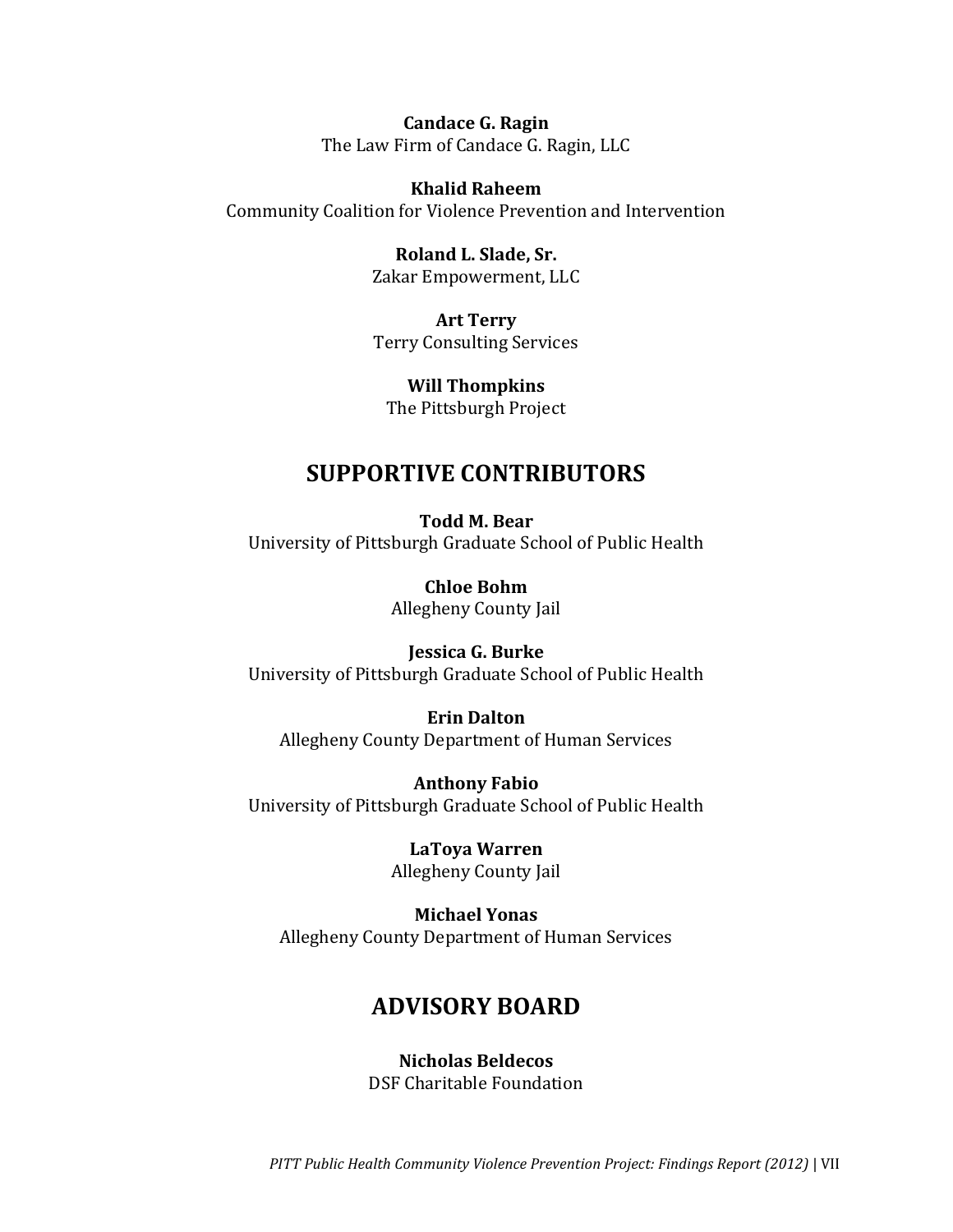**Candace G. Ragin**
The Law Firm of Candace G. Ragin, LLC

**Khalid Raheem**
Community Coalition for Violence Prevention and Intervention

**Roland L. Slade, Sr.**
Zakar Empowerment, LLC

**Art Terry**
Terry Consulting Services

**Will Thompkins**
The Pittsburgh Project

## SUPPORTIVE CONTRIBUTORS

**Todd M. Bear**
University of Pittsburgh Graduate School of Public Health

**Chloe Bohm**
Allegheny County Jail

**Jessica G. Burke**
University of Pittsburgh Graduate School of Public Health

**Erin Dalton**
Allegheny County Department of Human Services

**Anthony Fabio**
University of Pittsburgh Graduate School of Public Health

**LaToya Warren**
Allegheny County Jail

**Michael Yonas**
Allegheny County Department of Human Services

## ADVISORY BOARD

**Nicholas Beldecos**
DSF Charitable Foundation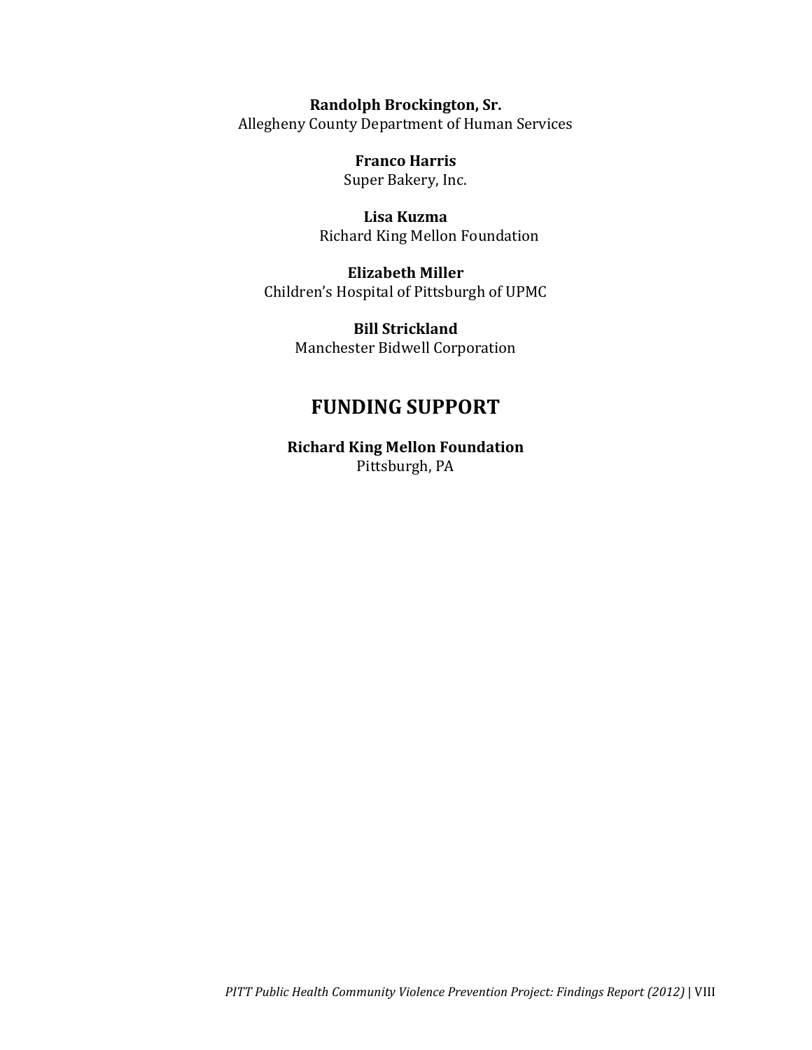**Randolph Brockington, Sr.**
Allegheny County Department of Human Services

**Franco Harris**
Super Bakery, Inc.

**Lisa Kuzma**
Richard King Mellon Foundation

**Elizabeth Miller**
Children's Hospital of Pittsburgh of UPMC

**Bill Strickland**
Manchester Bidwell Corporation

## FUNDING SUPPORT

**Richard King Mellon Foundation**
Pittsburgh, PA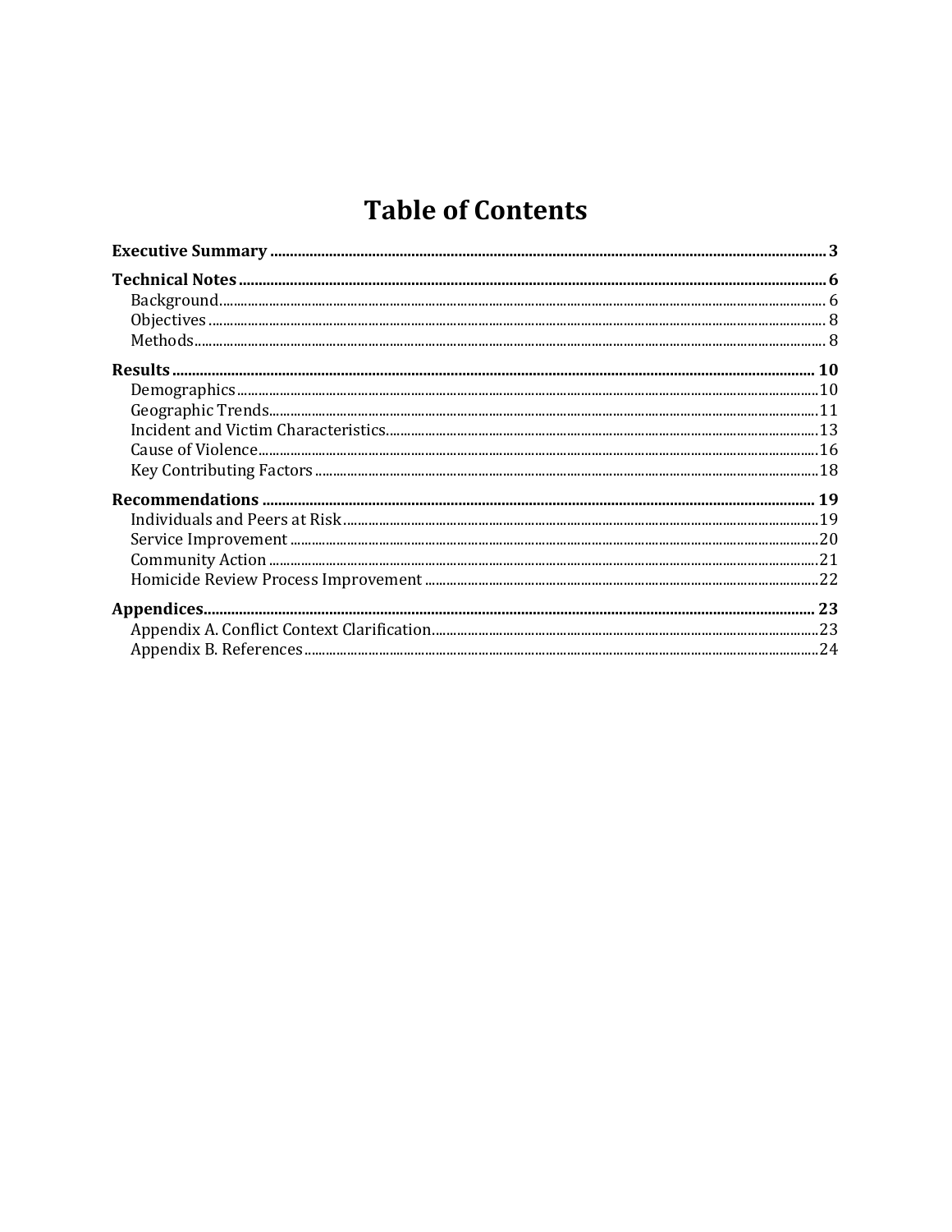# Table of Contents

**Executive Summary** .......... 3

**Technical Notes** .......... 6
- Background .......... 6
- Objectives .......... 8
- Methods .......... 8

**Results** .......... 10
- Demographics .......... 10
- Geographic Trends .......... 11
- Incident and Victim Characteristics .......... 13
- Cause of Violence .......... 16
- Key Contributing Factors .......... 18

**Recommendations** .......... 19
- Individuals and Peers at Risk .......... 19
- Service Improvement .......... 20
- Community Action .......... 21
- Homicide Review Process Improvement .......... 22

**Appendices** .......... 23
- Appendix A. Conflict Context Clarification .......... 23
- Appendix B. References .......... 24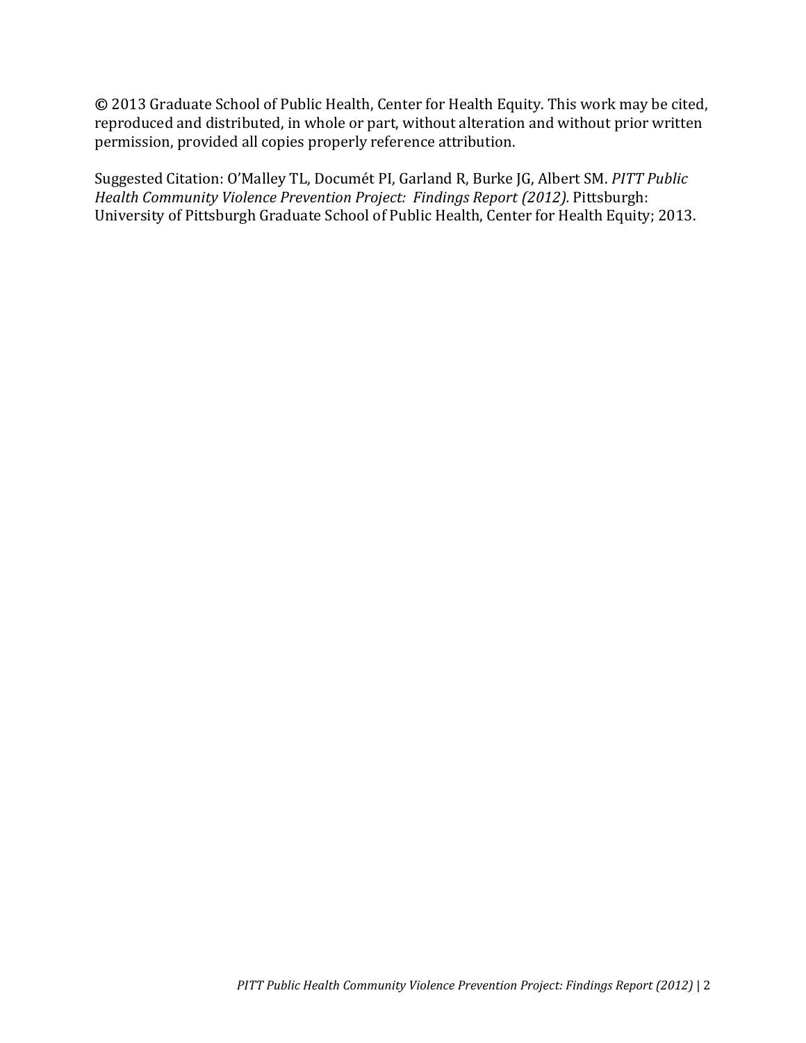© 2013 Graduate School of Public Health, Center for Health Equity. This work may be cited, reproduced and distributed, in whole or part, without alteration and without prior written permission, provided all copies properly reference attribution.

Suggested Citation: O'Malley TL, Documét PI, Garland R, Burke JG, Albert SM. *PITT Public Health Community Violence Prevention Project: Findings Report (2012).* Pittsburgh: University of Pittsburgh Graduate School of Public Health, Center for Health Equity; 2013.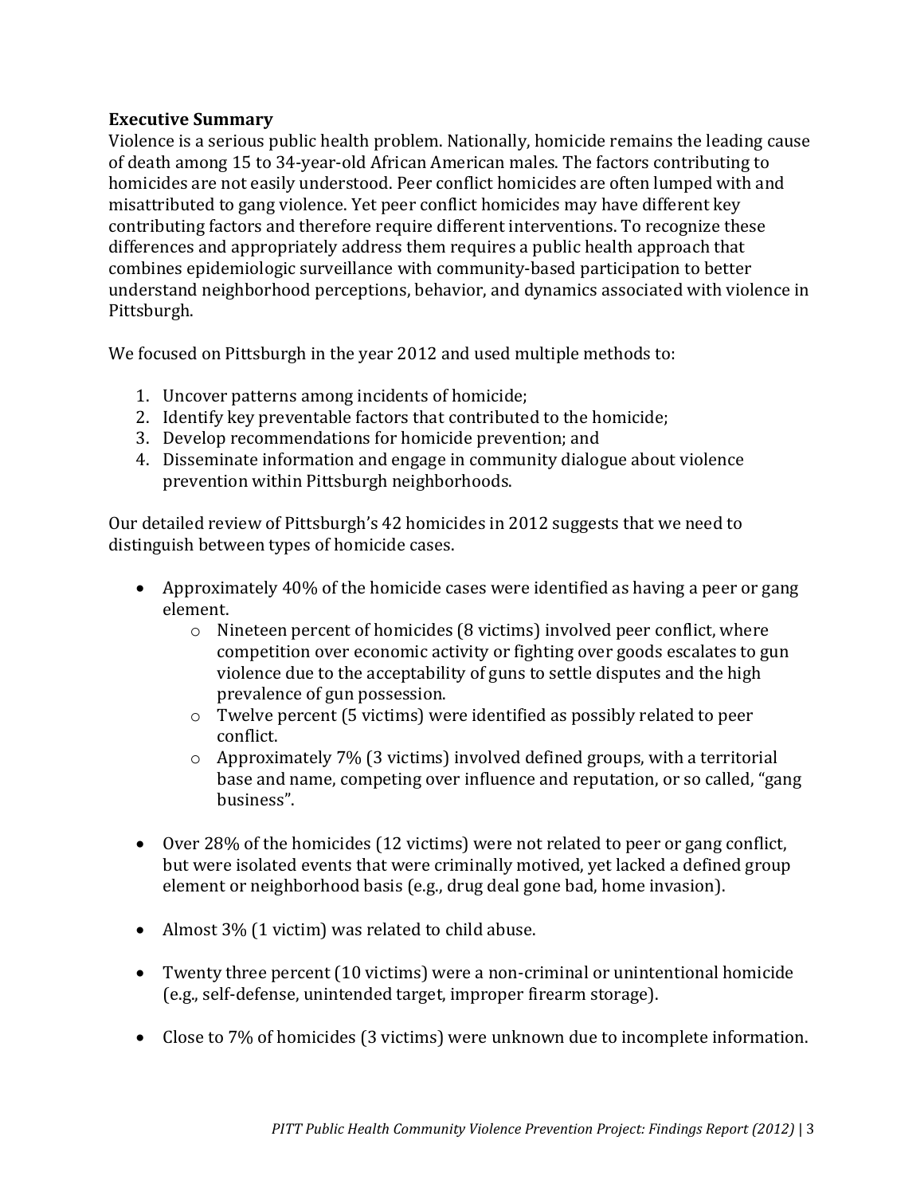**Executive Summary**

Violence is a serious public health problem. Nationally, homicide remains the leading cause of death among 15 to 34-year-old African American males. The factors contributing to homicides are not easily understood. Peer conflict homicides are often lumped with and misattributed to gang violence. Yet peer conflict homicides may have different key contributing factors and therefore require different interventions. To recognize these differences and appropriately address them requires a public health approach that combines epidemiologic surveillance with community-based participation to better understand neighborhood perceptions, behavior, and dynamics associated with violence in Pittsburgh.

We focused on Pittsburgh in the year 2012 and used multiple methods to:

1. Uncover patterns among incidents of homicide;
2. Identify key preventable factors that contributed to the homicide;
3. Develop recommendations for homicide prevention; and
4. Disseminate information and engage in community dialogue about violence prevention within Pittsburgh neighborhoods.

Our detailed review of Pittsburgh's 42 homicides in 2012 suggests that we need to distinguish between types of homicide cases.

- Approximately 40% of the homicide cases were identified as having a peer or gang element.
  - Nineteen percent of homicides (8 victims) involved peer conflict, where competition over economic activity or fighting over goods escalates to gun violence due to the acceptability of guns to settle disputes and the high prevalence of gun possession.
  - Twelve percent (5 victims) were identified as possibly related to peer conflict.
  - Approximately 7% (3 victims) involved defined groups, with a territorial base and name, competing over influence and reputation, or so called, "gang business".

- Over 28% of the homicides (12 victims) were not related to peer or gang conflict, but were isolated events that were criminally motived, yet lacked a defined group element or neighborhood basis (e.g., drug deal gone bad, home invasion).

- Almost 3% (1 victim) was related to child abuse.

- Twenty three percent (10 victims) were a non-criminal or unintentional homicide (e.g., self-defense, unintended target, improper firearm storage).

- Close to 7% of homicides (3 victims) were unknown due to incomplete information.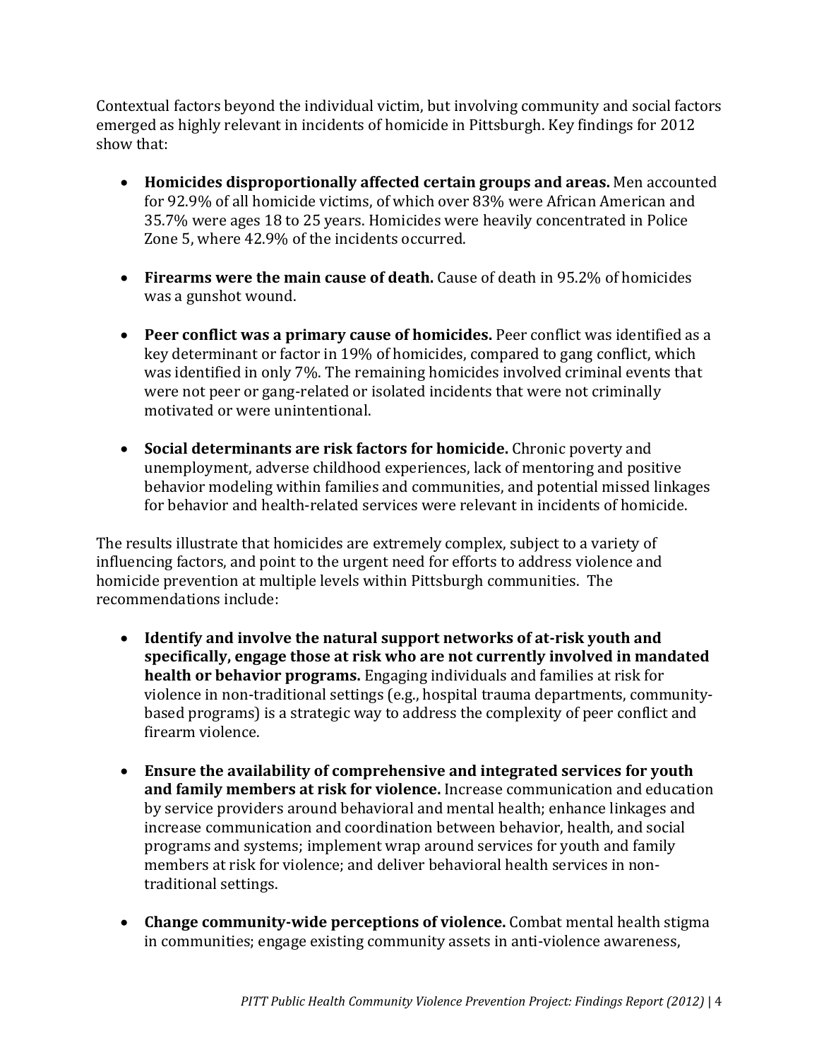Contextual factors beyond the individual victim, but involving community and social factors emerged as highly relevant in incidents of homicide in Pittsburgh. Key findings for 2012 show that:

- **Homicides disproportionally affected certain groups and areas.** Men accounted for 92.9% of all homicide victims, of which over 83% were African American and 35.7% were ages 18 to 25 years. Homicides were heavily concentrated in Police Zone 5, where 42.9% of the incidents occurred.

- **Firearms were the main cause of death.** Cause of death in 95.2% of homicides was a gunshot wound.

- **Peer conflict was a primary cause of homicides.** Peer conflict was identified as a key determinant or factor in 19% of homicides, compared to gang conflict, which was identified in only 7%. The remaining homicides involved criminal events that were not peer or gang-related or isolated incidents that were not criminally motivated or were unintentional.

- **Social determinants are risk factors for homicide.** Chronic poverty and unemployment, adverse childhood experiences, lack of mentoring and positive behavior modeling within families and communities, and potential missed linkages for behavior and health-related services were relevant in incidents of homicide.

The results illustrate that homicides are extremely complex, subject to a variety of influencing factors, and point to the urgent need for efforts to address violence and homicide prevention at multiple levels within Pittsburgh communities. The recommendations include:

- **Identify and involve the natural support networks of at-risk youth and specifically, engage those at risk who are not currently involved in mandated health or behavior programs.** Engaging individuals and families at risk for violence in non-traditional settings (e.g., hospital trauma departments, community-based programs) is a strategic way to address the complexity of peer conflict and firearm violence.

- **Ensure the availability of comprehensive and integrated services for youth and family members at risk for violence.** Increase communication and education by service providers around behavioral and mental health; enhance linkages and increase communication and coordination between behavior, health, and social programs and systems; implement wrap around services for youth and family members at risk for violence; and deliver behavioral health services in non-traditional settings.

- **Change community-wide perceptions of violence.** Combat mental health stigma in communities; engage existing community assets in anti-violence awareness,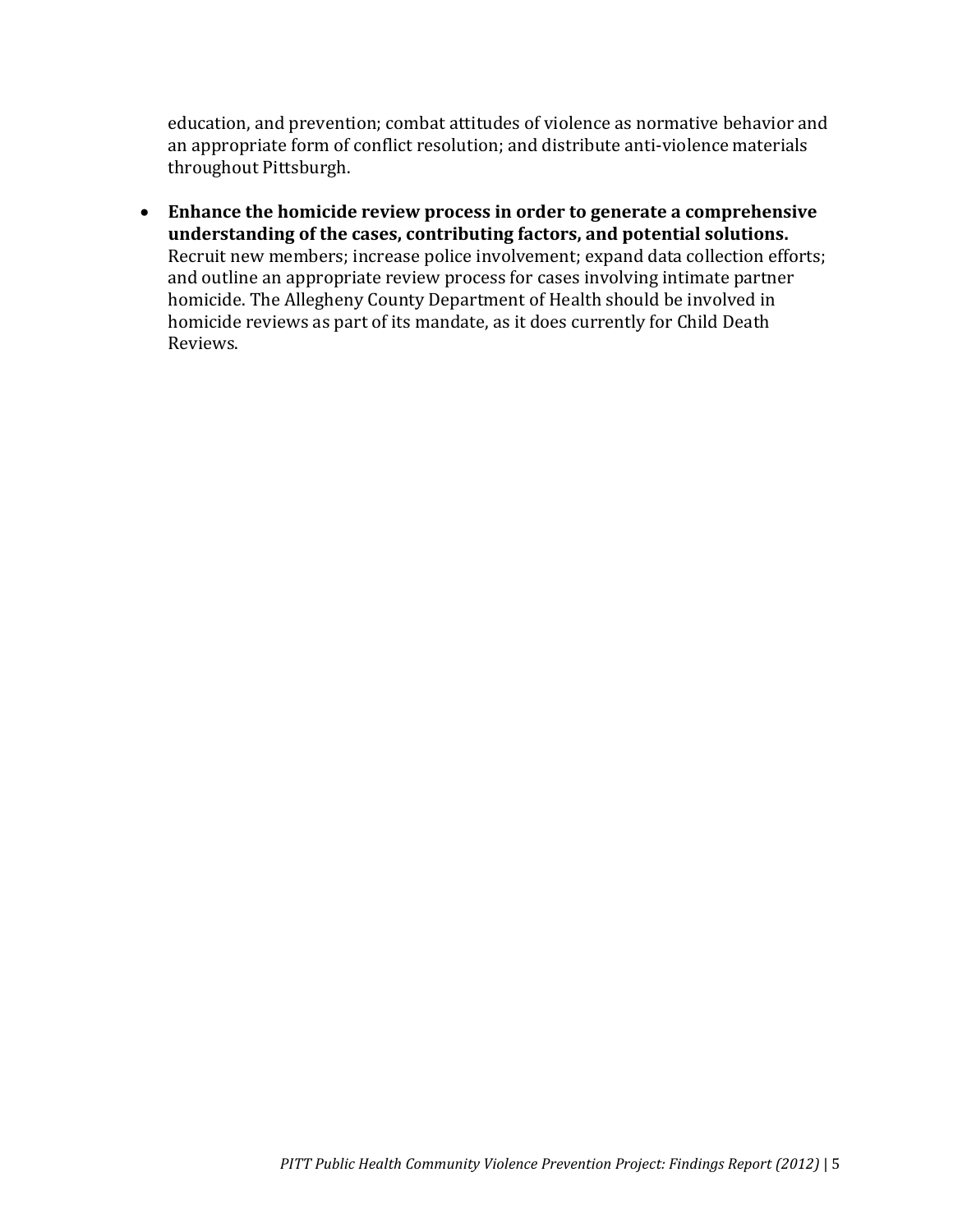education, and prevention; combat attitudes of violence as normative behavior and an appropriate form of conflict resolution; and distribute anti-violence materials throughout Pittsburgh.

- **Enhance the homicide review process in order to generate a comprehensive understanding of the cases, contributing factors, and potential solutions.** Recruit new members; increase police involvement; expand data collection efforts; and outline an appropriate review process for cases involving intimate partner homicide. The Allegheny County Department of Health should be involved in homicide reviews as part of its mandate, as it does currently for Child Death Reviews.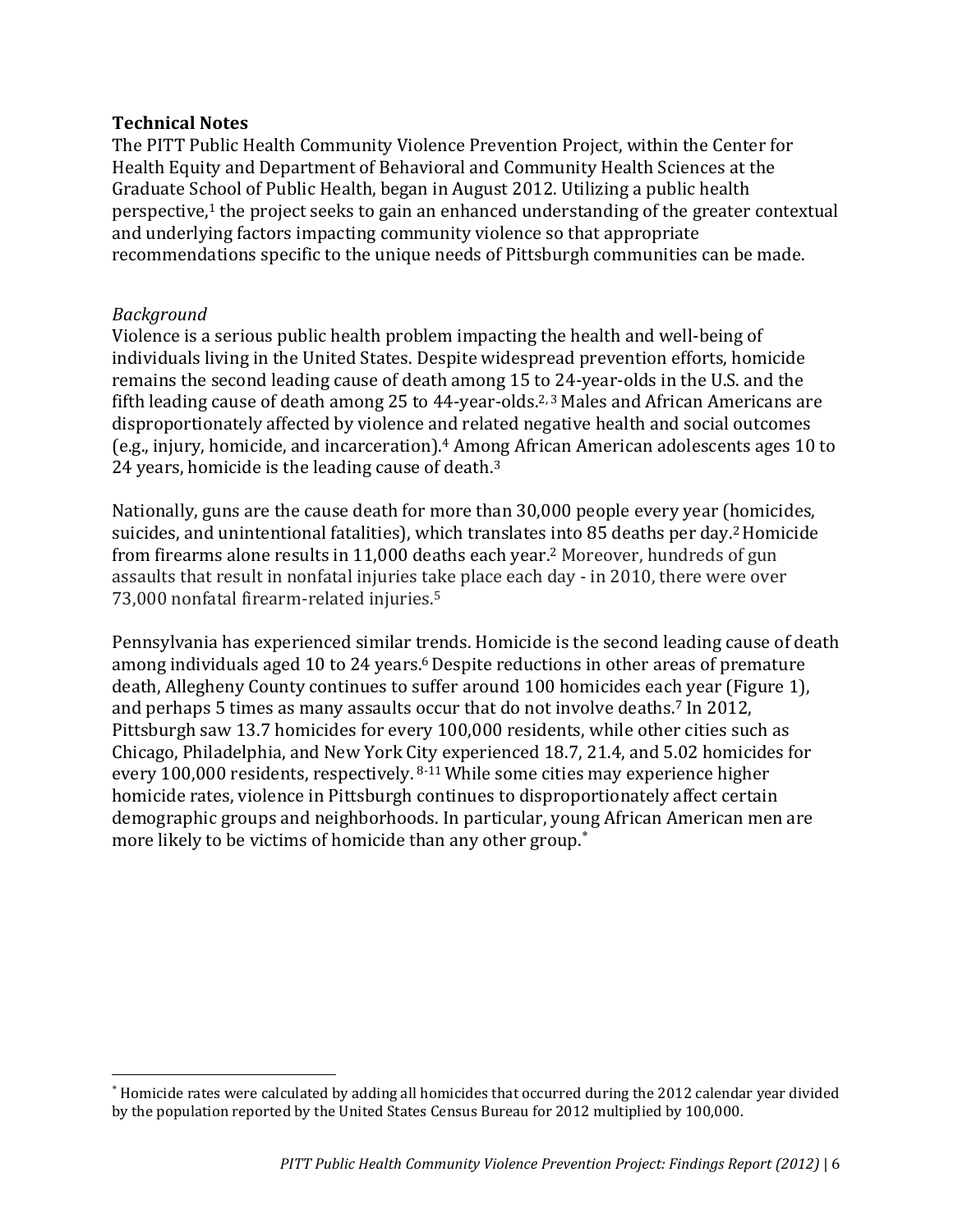## Technical Notes

The PITT Public Health Community Violence Prevention Project, within the Center for Health Equity and Department of Behavioral and Community Health Sciences at the Graduate School of Public Health, began in August 2012. Utilizing a public health perspective,[1] the project seeks to gain an enhanced understanding of the greater contextual and underlying factors impacting community violence so that appropriate recommendations specific to the unique needs of Pittsburgh communities can be made.

### *Background*

Violence is a serious public health problem impacting the health and well-being of individuals living in the United States. Despite widespread prevention efforts, homicide remains the second leading cause of death among 15 to 24-year-olds in the U.S. and the fifth leading cause of death among 25 to 44-year-olds.[2,3] Males and African Americans are disproportionately affected by violence and related negative health and social outcomes (e.g., injury, homicide, and incarceration).[4] Among African American adolescents ages 10 to 24 years, homicide is the leading cause of death.[3]

Nationally, guns are the cause death for more than 30,000 people every year (homicides, suicides, and unintentional fatalities), which translates into 85 deaths per day.[2] Homicide from firearms alone results in 11,000 deaths each year.[2] Moreover, hundreds of gun assaults that result in nonfatal injuries take place each day - in 2010, there were over 73,000 nonfatal firearm-related injuries.[5]

Pennsylvania has experienced similar trends. Homicide is the second leading cause of death among individuals aged 10 to 24 years.[6] Despite reductions in other areas of premature death, Allegheny County continues to suffer around 100 homicides each year (Figure 1), and perhaps 5 times as many assaults occur that do not involve deaths.[7] In 2012, Pittsburgh saw 13.7 homicides for every 100,000 residents, while other cities such as Chicago, Philadelphia, and New York City experienced 18.7, 21.4, and 5.02 homicides for every 100,000 residents, respectively.[8-11] While some cities may experience higher homicide rates, violence in Pittsburgh continues to disproportionately affect certain demographic groups and neighborhoods. In particular, young African American men are more likely to be victims of homicide than any other group.*

---

* Homicide rates were calculated by adding all homicides that occurred during the 2012 calendar year divided by the population reported by the United States Census Bureau for 2012 multiplied by 100,000.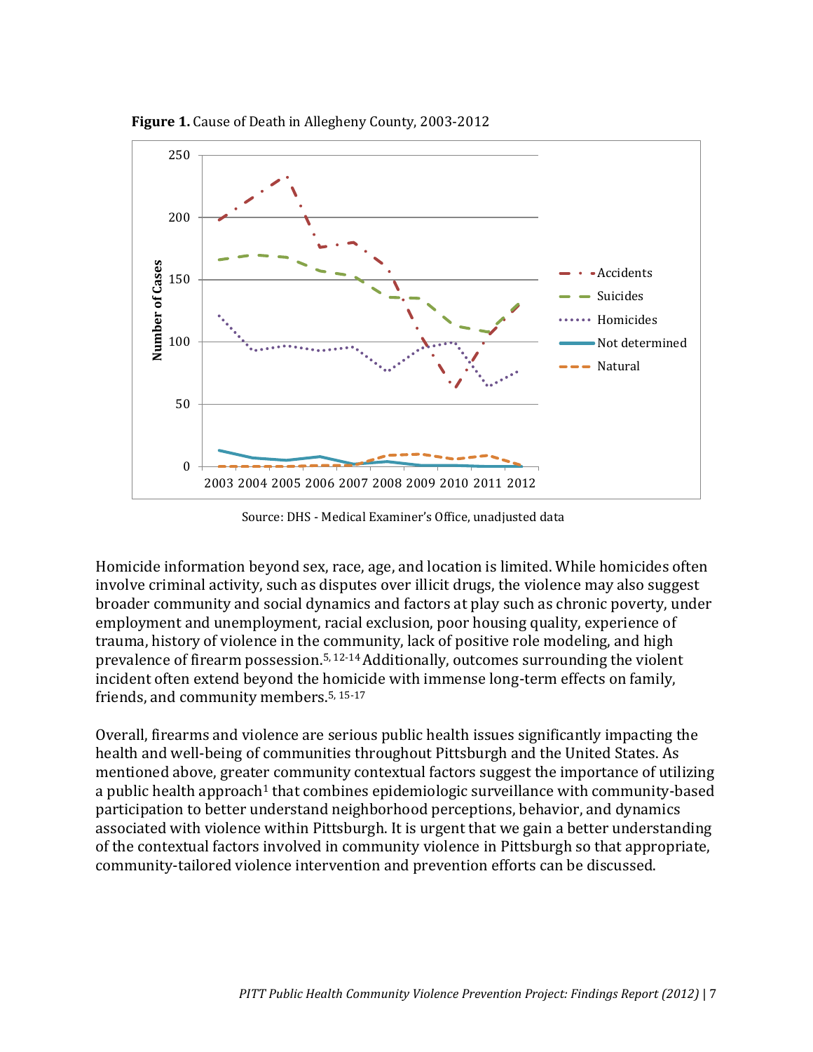**Figure 1.** Cause of Death in Allegheny County, 2003-2012

Source: DHS - Medical Examiner's Office, unadjusted data

Homicide information beyond sex, race, age, and location is limited. While homicides often involve criminal activity, such as disputes over illicit drugs, the violence may also suggest broader community and social dynamics and factors at play such as chronic poverty, under employment and unemployment, racial exclusion, poor housing quality, experience of trauma, history of violence in the community, lack of positive role modeling, and high prevalence of firearm possession.[5, 12-14] Additionally, outcomes surrounding the violent incident often extend beyond the homicide with immense long-term effects on family, friends, and community members.[5, 15-17]

Overall, firearms and violence are serious public health issues significantly impacting the health and well-being of communities throughout Pittsburgh and the United States. As mentioned above, greater community contextual factors suggest the importance of utilizing a public health approach[1] that combines epidemiologic surveillance with community-based participation to better understand neighborhood perceptions, behavior, and dynamics associated with violence within Pittsburgh. It is urgent that we gain a better understanding of the contextual factors involved in community violence in Pittsburgh so that appropriate, community-tailored violence intervention and prevention efforts can be discussed.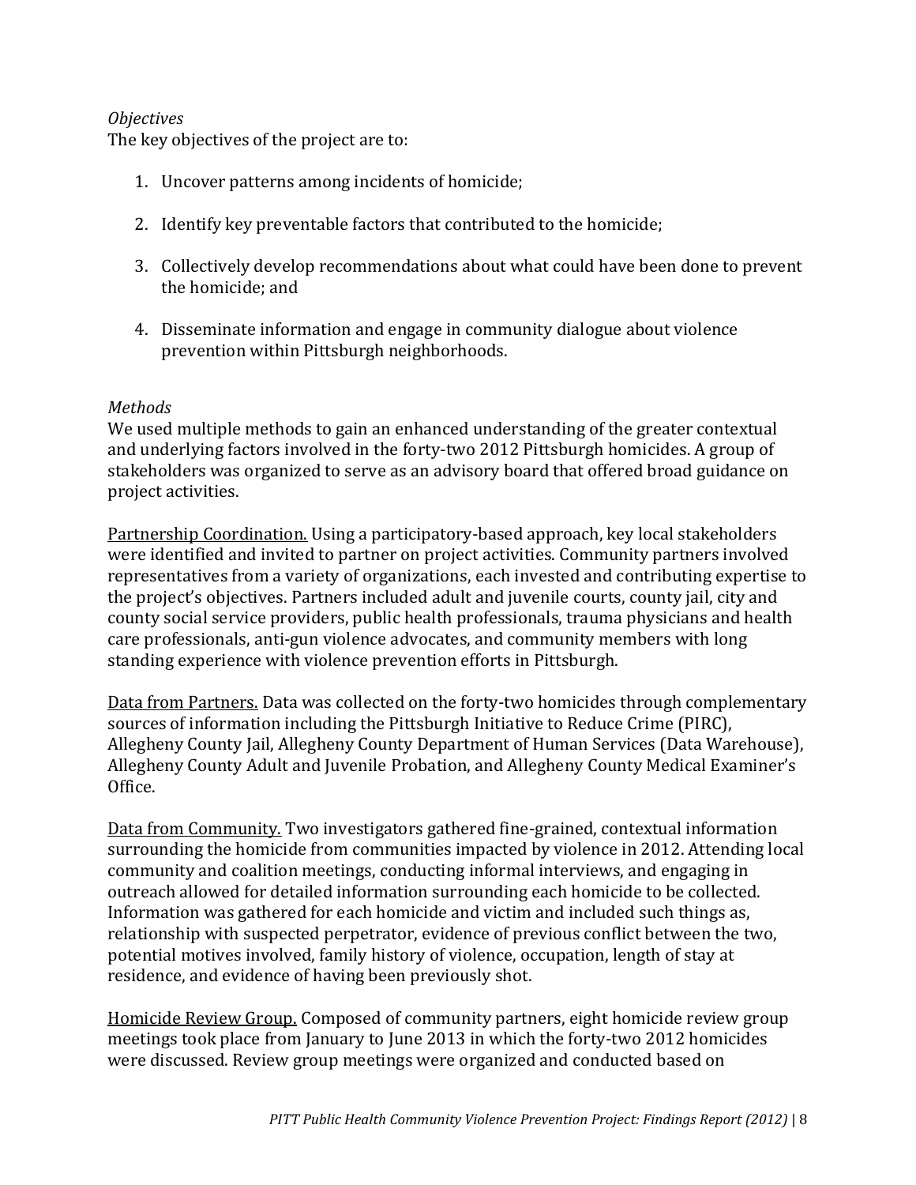*Objectives*

The key objectives of the project are to:

1. Uncover patterns among incidents of homicide;

2. Identify key preventable factors that contributed to the homicide;

3. Collectively develop recommendations about what could have been done to prevent the homicide; and

4. Disseminate information and engage in community dialogue about violence prevention within Pittsburgh neighborhoods.

*Methods*

We used multiple methods to gain an enhanced understanding of the greater contextual and underlying factors involved in the forty-two 2012 Pittsburgh homicides. A group of stakeholders was organized to serve as an advisory board that offered broad guidance on project activities.

<u>Partnership Coordination.</u> Using a participatory-based approach, key local stakeholders were identified and invited to partner on project activities. Community partners involved representatives from a variety of organizations, each invested and contributing expertise to the project's objectives. Partners included adult and juvenile courts, county jail, city and county social service providers, public health professionals, trauma physicians and health care professionals, anti-gun violence advocates, and community members with long standing experience with violence prevention efforts in Pittsburgh.

<u>Data from Partners.</u> Data was collected on the forty-two homicides through complementary sources of information including the Pittsburgh Initiative to Reduce Crime (PIRC), Allegheny County Jail, Allegheny County Department of Human Services (Data Warehouse), Allegheny County Adult and Juvenile Probation, and Allegheny County Medical Examiner's Office.

<u>Data from Community.</u> Two investigators gathered fine-grained, contextual information surrounding the homicide from communities impacted by violence in 2012. Attending local community and coalition meetings, conducting informal interviews, and engaging in outreach allowed for detailed information surrounding each homicide to be collected. Information was gathered for each homicide and victim and included such things as, relationship with suspected perpetrator, evidence of previous conflict between the two, potential motives involved, family history of violence, occupation, length of stay at residence, and evidence of having been previously shot.

<u>Homicide Review Group.</u> Composed of community partners, eight homicide review group meetings took place from January to June 2013 in which the forty-two 2012 homicides were discussed. Review group meetings were organized and conducted based on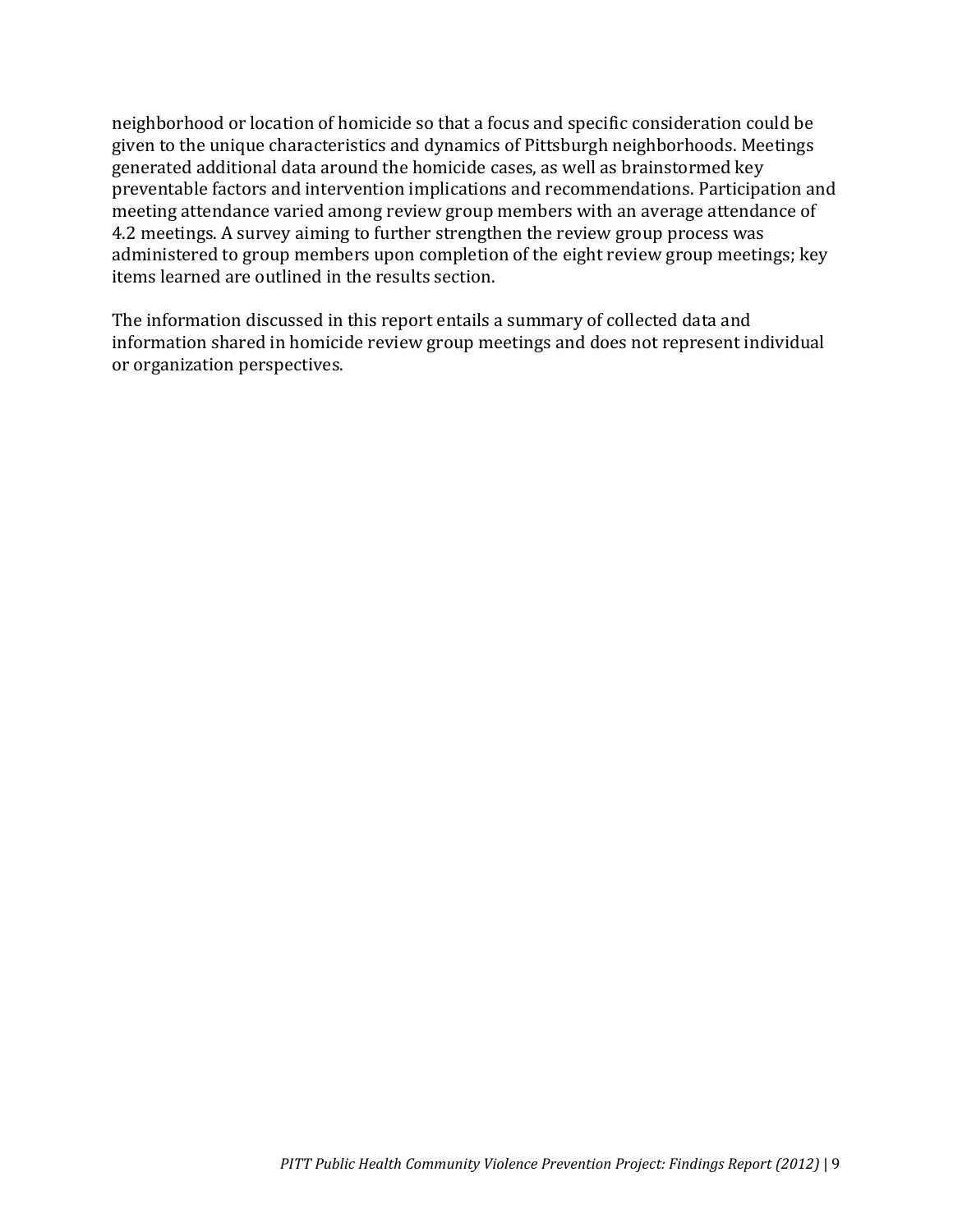neighborhood or location of homicide so that a focus and specific consideration could be given to the unique characteristics and dynamics of Pittsburgh neighborhoods. Meetings generated additional data around the homicide cases, as well as brainstormed key preventable factors and intervention implications and recommendations. Participation and meeting attendance varied among review group members with an average attendance of 4.2 meetings. A survey aiming to further strengthen the review group process was administered to group members upon completion of the eight review group meetings; key items learned are outlined in the results section.

The information discussed in this report entails a summary of collected data and information shared in homicide review group meetings and does not represent individual or organization perspectives.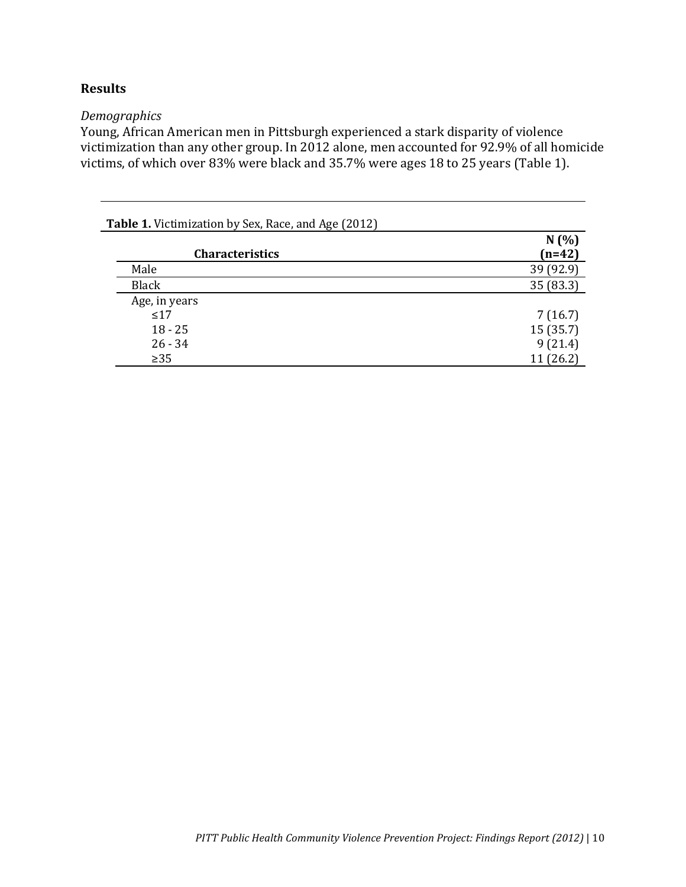## Results

*Demographics*

Young, African American men in Pittsburgh experienced a stark disparity of violence victimization than any other group. In 2012 alone, men accounted for 92.9% of all homicide victims, of which over 83% were black and 35.7% were ages 18 to 25 years (Table 1).

**Table 1.** Victimization by Sex, Race, and Age (2012)

| Characteristics | N (%) (n=42) |
|---|---|
| Male | 39 (92.9) |
| Black | 35 (83.3) |
| Age, in years | |
| ≤17 | 7 (16.7) |
| 18 - 25 | 15 (35.7) |
| 26 - 34 | 9 (21.4) |
| ≥35 | 11 (26.2) |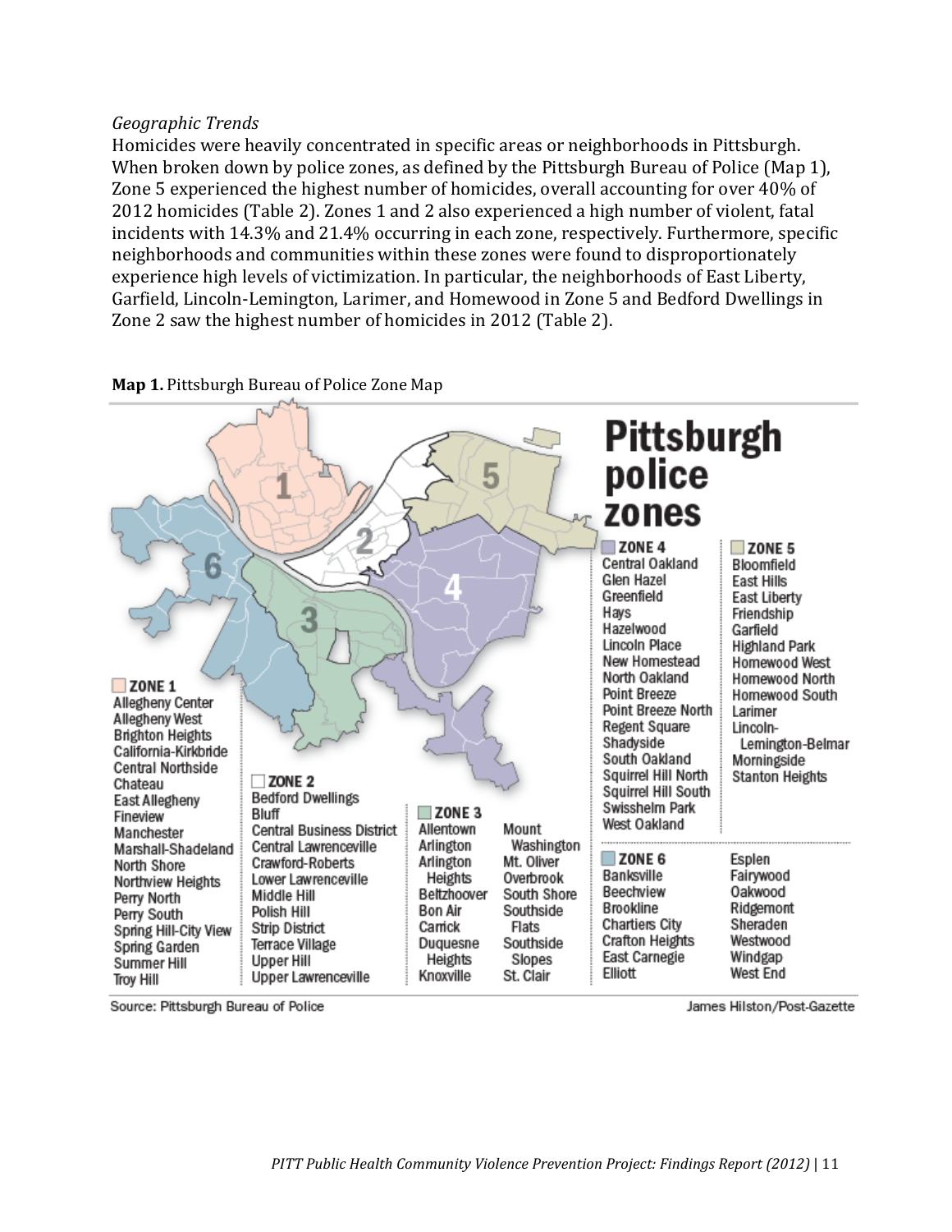*Geographic Trends*

Homicides were heavily concentrated in specific areas or neighborhoods in Pittsburgh. When broken down by police zones, as defined by the Pittsburgh Bureau of Police (Map 1), Zone 5 experienced the highest number of homicides, overall accounting for over 40% of 2012 homicides (Table 2). Zones 1 and 2 also experienced a high number of violent, fatal incidents with 14.3% and 21.4% occurring in each zone, respectively. Furthermore, specific neighborhoods and communities within these zones were found to disproportionately experience high levels of victimization. In particular, the neighborhoods of East Liberty, Garfield, Lincoln-Lemington, Larimer, and Homewood in Zone 5 and Bedford Dwellings in Zone 2 saw the highest number of homicides in 2012 (Table 2).

**Map 1.** Pittsburgh Bureau of Police Zone Map

**Pittsburgh police zones**

**ZONE 1**
Allegheny Center, Allegheny West, Brighton Heights, California-Kirkbride, Central Northside, Chateau, East Allegheny, Fineview, Manchester, Marshall-Shadeland, North Shore, Northview Heights, Perry North, Perry South, Spring Hill-City View, Spring Garden, Summer Hill, Troy Hill

**ZONE 2**
Bedford Dwellings, Bluff, Central Business District, Central Lawrenceville, Crawford-Roberts, Lower Lawrenceville, Middle Hill, Polish Hill, Strip District, Terrace Village, Upper Hill, Upper Lawrenceville

**ZONE 3**
Allentown, Arlington, Arlington Heights, Beltzhoover, Bon Air, Carrick, Duquesne Heights, Knoxville, Mount Washington, Mt. Oliver, Overbrook, South Shore, Southside Flats, Southside Slopes, St. Clair

**ZONE 4**
Central Oakland, Glen Hazel, Greenfield, Hays, Hazelwood, Lincoln Place, New Homestead, North Oakland, Point Breeze, Point Breeze North, Regent Square, Shadyside, South Oakland, Squirrel Hill North, Squirrel Hill South, Swisshelm Park, West Oakland

**ZONE 5**
Bloomfield, East Hills, East Liberty, Friendship, Garfield, Highland Park, Homewood West, Homewood North, Homewood South, Larimer, Lincoln-Lemington-Belmar, Morningside, Stanton Heights

**ZONE 6**
Banksville, Beechview, Brookline, Chartiers City, Crafton Heights, East Carnegie, Elliott, Esplen, Fairywood, Oakwood, Ridgemont, Sheraden, Westwood, Windgap, West End

Source: Pittsburgh Bureau of Police — James Hilston/Post-Gazette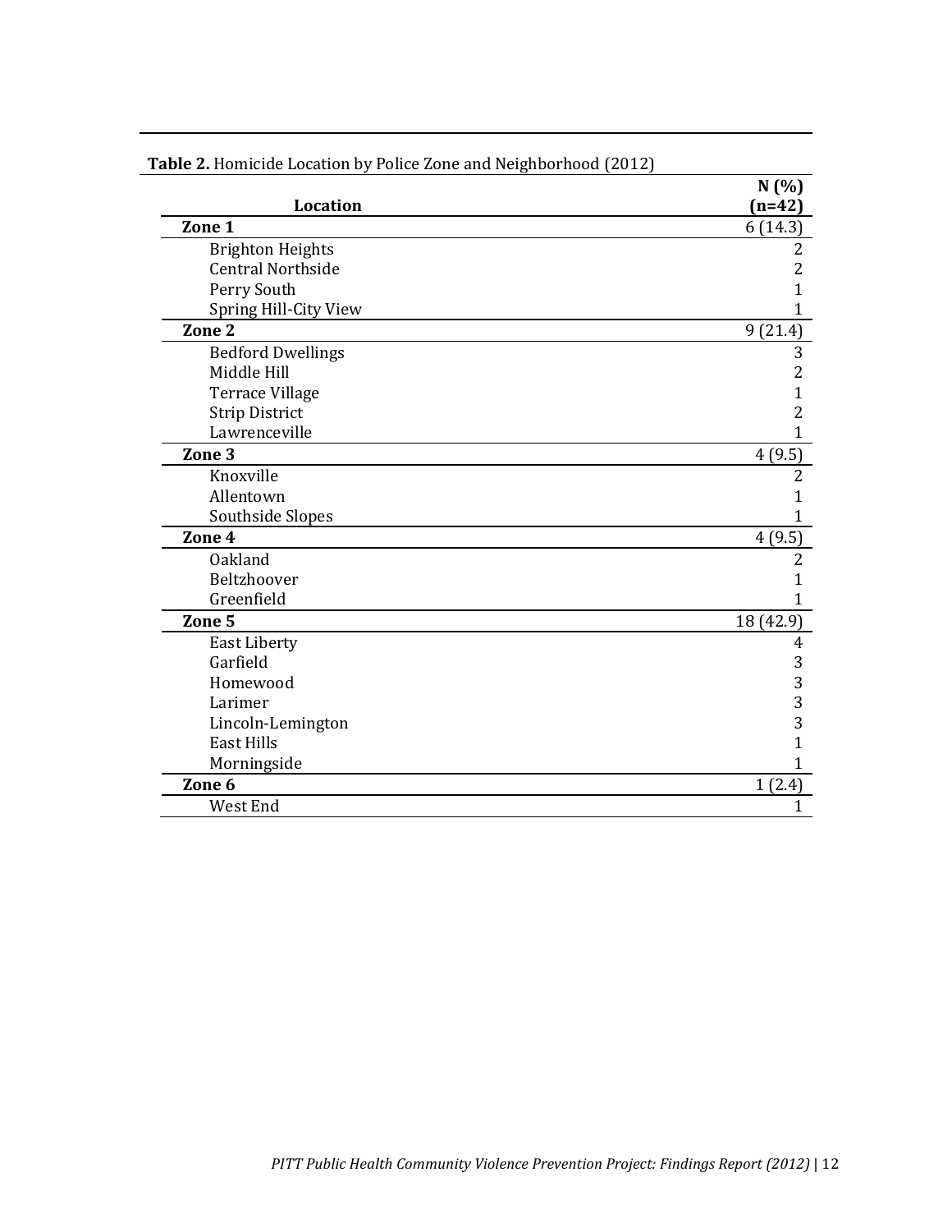**Table 2.** Homicide Location by Police Zone and Neighborhood (2012)

| Location | N (%) (n=42) |
|---|---|
| **Zone 1** | 6 (14.3) |
| Brighton Heights | 2 |
| Central Northside | 2 |
| Perry South | 1 |
| Spring Hill-City View | 1 |
| **Zone 2** | 9 (21.4) |
| Bedford Dwellings | 3 |
| Middle Hill | 2 |
| Terrace Village | 1 |
| Strip District | 2 |
| Lawrenceville | 1 |
| **Zone 3** | 4 (9.5) |
| Knoxville | 2 |
| Allentown | 1 |
| Southside Slopes | 1 |
| **Zone 4** | 4 (9.5) |
| Oakland | 2 |
| Beltzhoover | 1 |
| Greenfield | 1 |
| **Zone 5** | 18 (42.9) |
| East Liberty | 4 |
| Garfield | 3 |
| Homewood | 3 |
| Larimer | 3 |
| Lincoln-Lemington | 3 |
| East Hills | 1 |
| Morningside | 1 |
| **Zone 6** | 1 (2.4) |
| West End | 1 |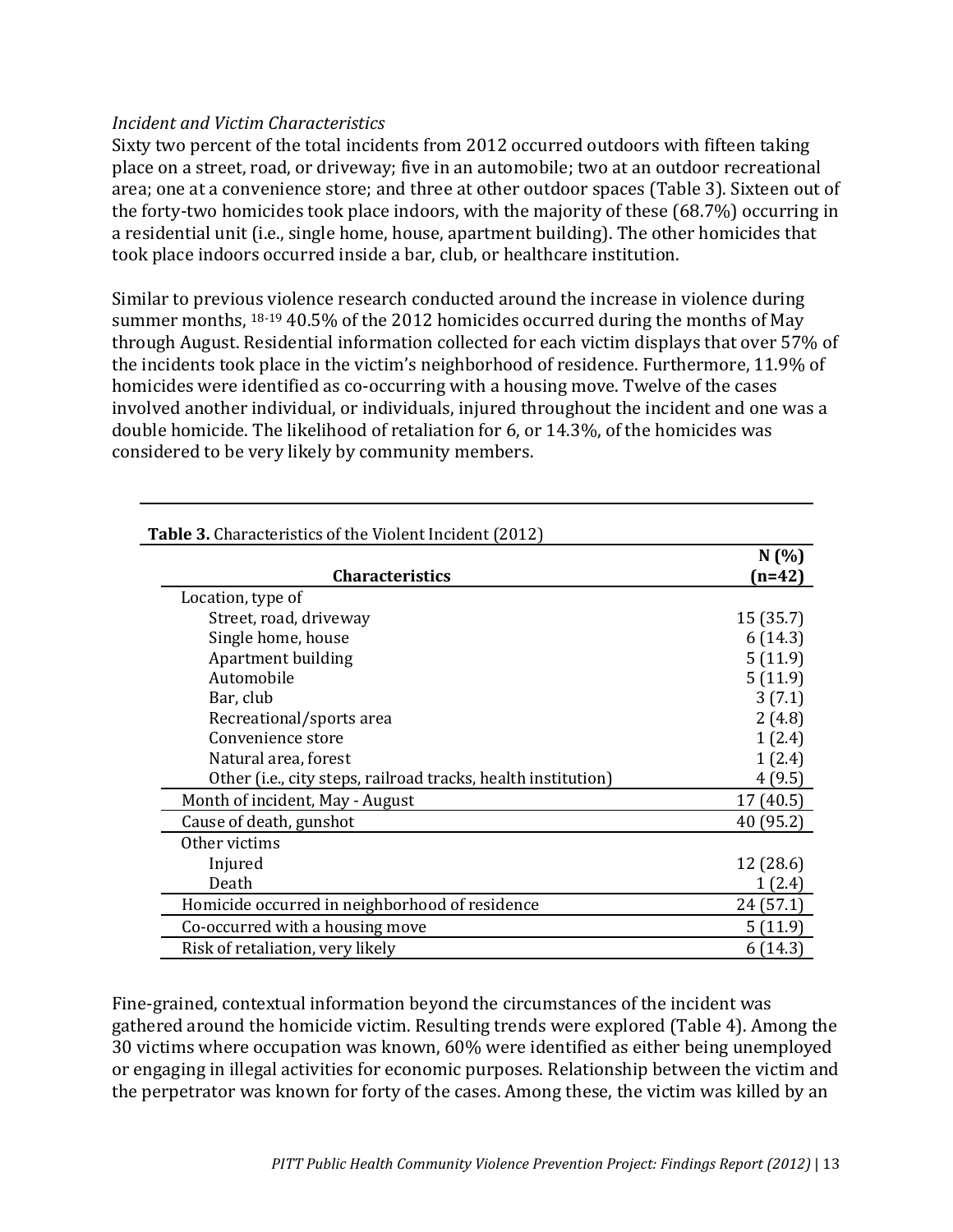*Incident and Victim Characteristics*

Sixty two percent of the total incidents from 2012 occurred outdoors with fifteen taking place on a street, road, or driveway; five in an automobile; two at an outdoor recreational area; one at a convenience store; and three at other outdoor spaces (Table 3). Sixteen out of the forty-two homicides took place indoors, with the majority of these (68.7%) occurring in a residential unit (i.e., single home, house, apartment building). The other homicides that took place indoors occurred inside a bar, club, or healthcare institution.

Similar to previous violence research conducted around the increase in violence during summer months, [18-19] 40.5% of the 2012 homicides occurred during the months of May through August. Residential information collected for each victim displays that over 57% of the incidents took place in the victim's neighborhood of residence. Furthermore, 11.9% of homicides were identified as co-occurring with a housing move. Twelve of the cases involved another individual, or individuals, injured throughout the incident and one was a double homicide. The likelihood of retaliation for 6, or 14.3%, of the homicides was considered to be very likely by community members.

**Table 3.** Characteristics of the Violent Incident (2012)

| Characteristics | N (%) (n=42) |
|---|---|
| Location, type of | |
| Street, road, driveway | 15 (35.7) |
| Single home, house | 6 (14.3) |
| Apartment building | 5 (11.9) |
| Automobile | 5 (11.9) |
| Bar, club | 3 (7.1) |
| Recreational/sports area | 2 (4.8) |
| Convenience store | 1 (2.4) |
| Natural area, forest | 1 (2.4) |
| Other (i.e., city steps, railroad tracks, health institution) | 4 (9.5) |
| Month of incident, May - August | 17 (40.5) |
| Cause of death, gunshot | 40 (95.2) |
| Other victims | |
| Injured | 12 (28.6) |
| Death | 1 (2.4) |
| Homicide occurred in neighborhood of residence | 24 (57.1) |
| Co-occurred with a housing move | 5 (11.9) |
| Risk of retaliation, very likely | 6 (14.3) |

Fine-grained, contextual information beyond the circumstances of the incident was gathered around the homicide victim. Resulting trends were explored (Table 4). Among the 30 victims where occupation was known, 60% were identified as either being unemployed or engaging in illegal activities for economic purposes. Relationship between the victim and the perpetrator was known for forty of the cases. Among these, the victim was killed by an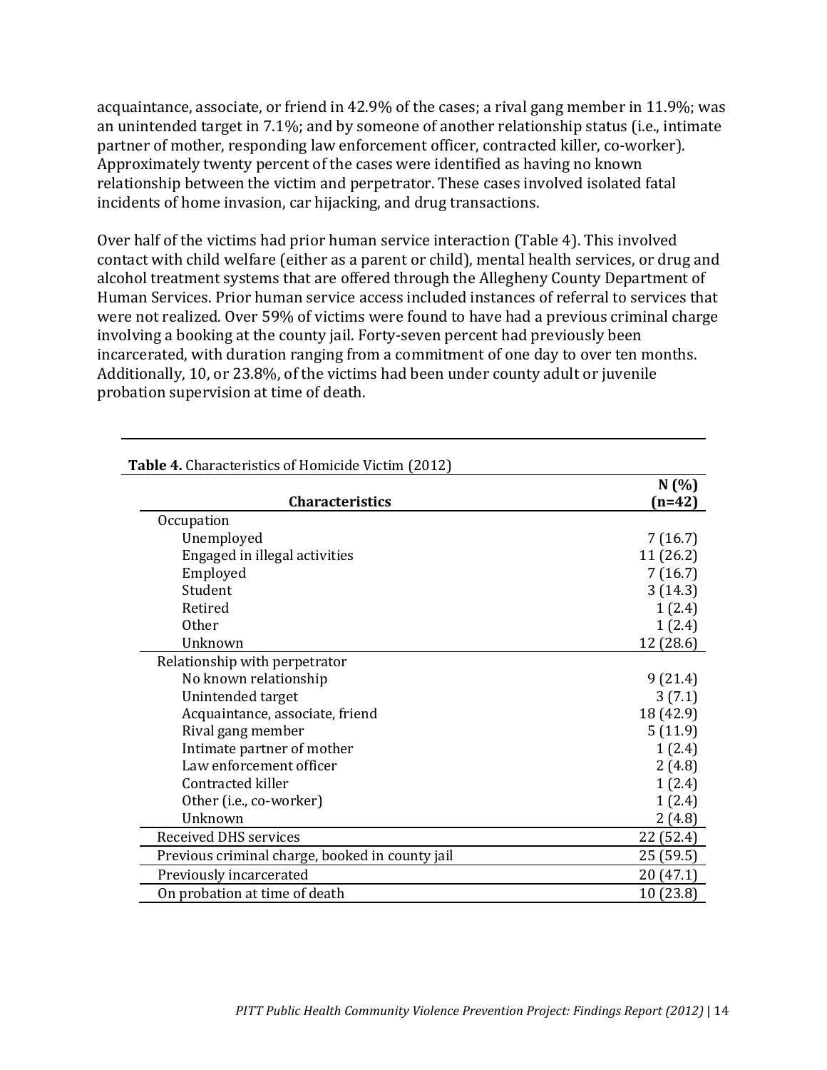acquaintance, associate, or friend in 42.9% of the cases; a rival gang member in 11.9%; was an unintended target in 7.1%; and by someone of another relationship status (i.e., intimate partner of mother, responding law enforcement officer, contracted killer, co-worker). Approximately twenty percent of the cases were identified as having no known relationship between the victim and perpetrator. These cases involved isolated fatal incidents of home invasion, car hijacking, and drug transactions.

Over half of the victims had prior human service interaction (Table 4). This involved contact with child welfare (either as a parent or child), mental health services, or drug and alcohol treatment systems that are offered through the Allegheny County Department of Human Services. Prior human service access included instances of referral to services that were not realized. Over 59% of victims were found to have had a previous criminal charge involving a booking at the county jail. Forty-seven percent had previously been incarcerated, with duration ranging from a commitment of one day to over ten months. Additionally, 10, or 23.8%, of the victims had been under county adult or juvenile probation supervision at time of death.

**Table 4.** Characteristics of Homicide Victim (2012)

| Characteristics | N (%) (n=42) |
|---|---|
| Occupation | |
| Unemployed | 7 (16.7) |
| Engaged in illegal activities | 11 (26.2) |
| Employed | 7 (16.7) |
| Student | 3 (14.3) |
| Retired | 1 (2.4) |
| Other | 1 (2.4) |
| Unknown | 12 (28.6) |
| Relationship with perpetrator | |
| No known relationship | 9 (21.4) |
| Unintended target | 3 (7.1) |
| Acquaintance, associate, friend | 18 (42.9) |
| Rival gang member | 5 (11.9) |
| Intimate partner of mother | 1 (2.4) |
| Law enforcement officer | 2 (4.8) |
| Contracted killer | 1 (2.4) |
| Other (i.e., co-worker) | 1 (2.4) |
| Unknown | 2 (4.8) |
| Received DHS services | 22 (52.4) |
| Previous criminal charge, booked in county jail | 25 (59.5) |
| Previously incarcerated | 20 (47.1) |
| On probation at time of death | 10 (23.8) |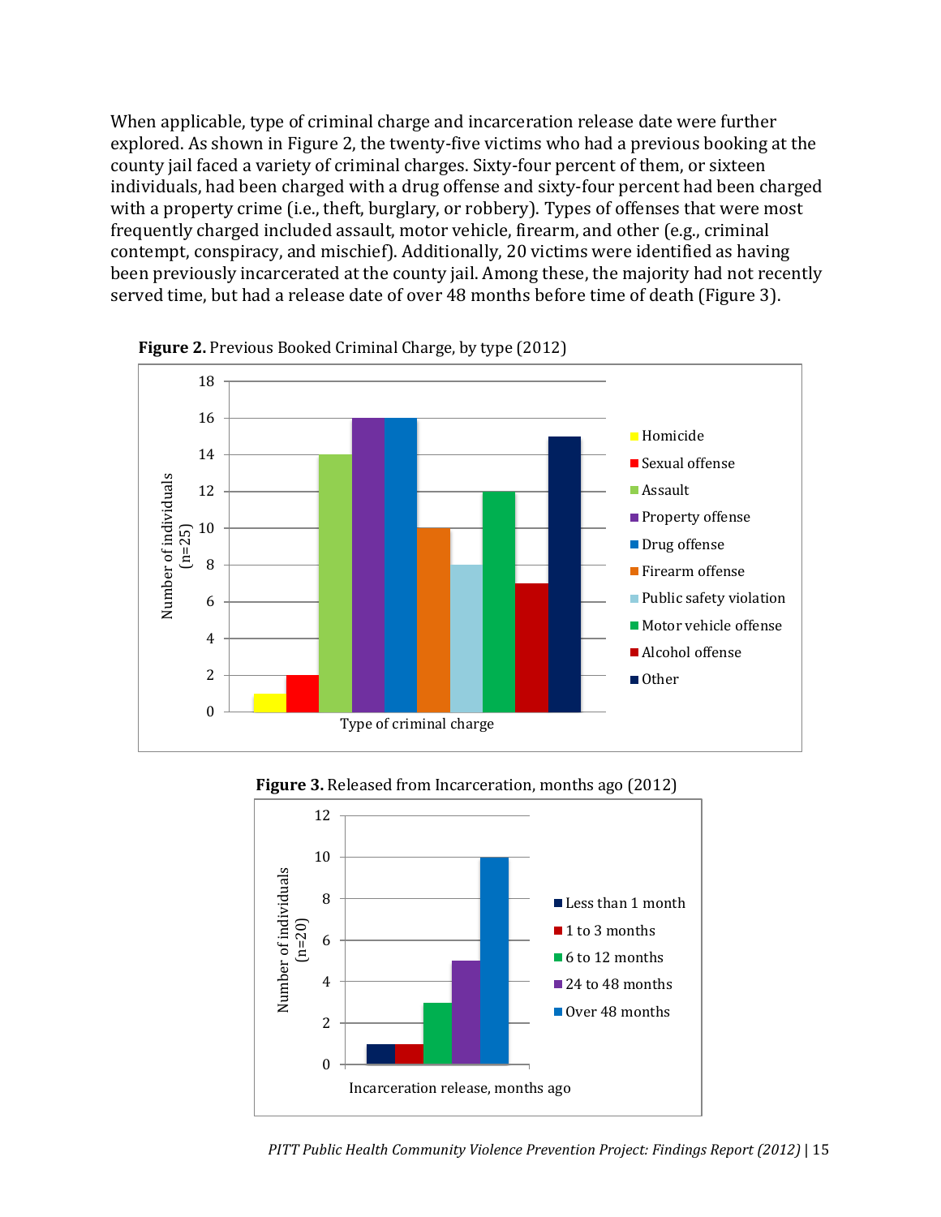When applicable, type of criminal charge and incarceration release date were further explored. As shown in Figure 2, the twenty-five victims who had a previous booking at the county jail faced a variety of criminal charges. Sixty-four percent of them, or sixteen individuals, had been charged with a drug offense and sixty-four percent had been charged with a property crime (i.e., theft, burglary, or robbery). Types of offenses that were most frequently charged included assault, motor vehicle, firearm, and other (e.g., criminal contempt, conspiracy, and mischief). Additionally, 20 victims were identified as having been previously incarcerated at the county jail. Among these, the majority had not recently served time, but had a release date of over 48 months before time of death (Figure 3).

**Figure 2.** Previous Booked Criminal Charge, by type (2012)

| Type of criminal charge | Number of individuals (n=25) |
|---|---|
| Homicide | 1 |
| Sexual offense | 2 |
| Assault | 14 |
| Property offense | 16 |
| Drug offense | 16 |
| Firearm offense | 10 |
| Public safety violation | 8 |
| Motor vehicle offense | 12 |
| Alcohol offense | 7 |
| Other | 15 |

**Figure 3.** Released from Incarceration, months ago (2012)

| Incarceration release, months ago | Number of individuals (n=20) |
|---|---|
| Less than 1 month | 1 |
| 1 to 3 months | 1 |
| 6 to 12 months | 3 |
| 24 to 48 months | 5 |
| Over 48 months | 10 |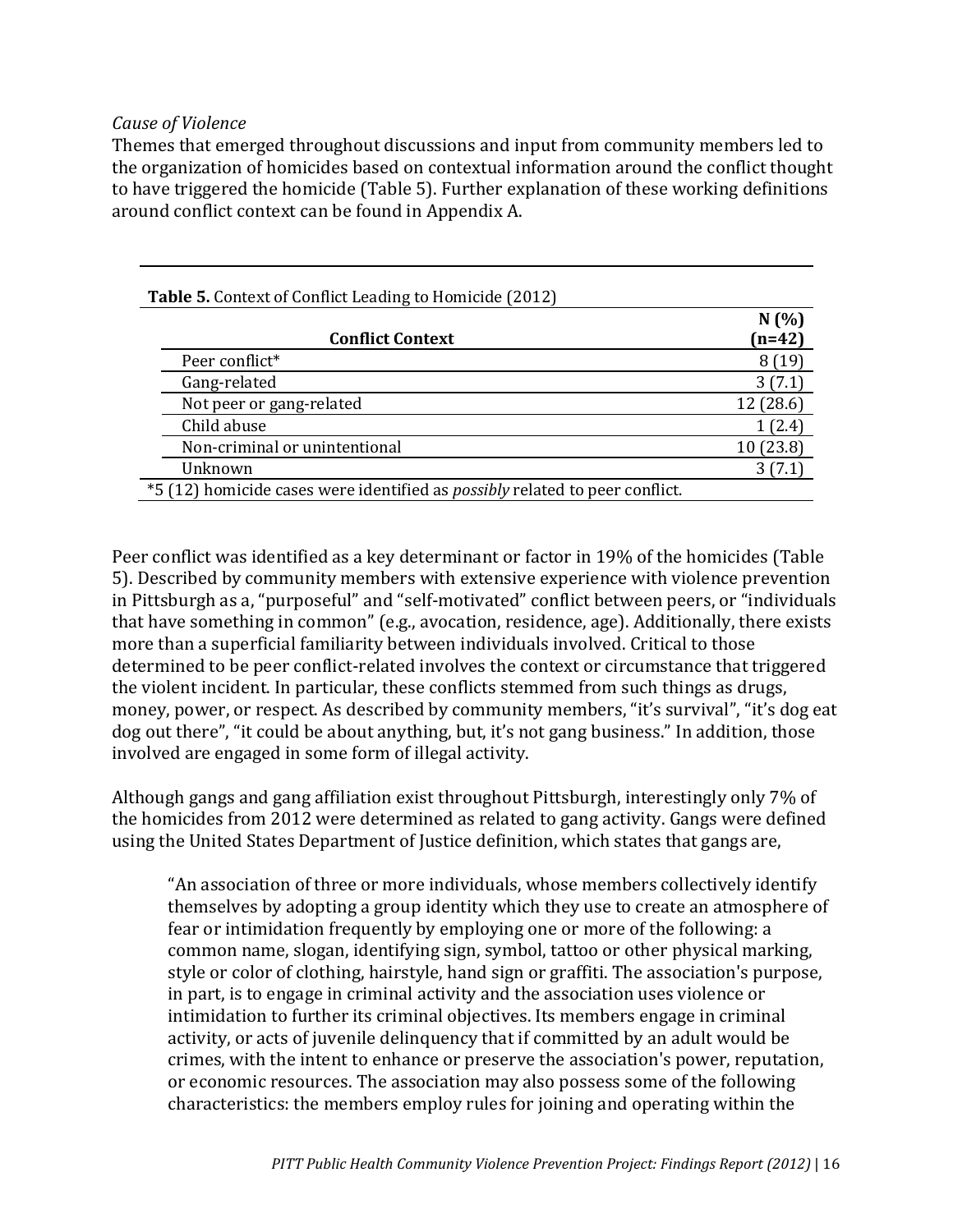*Cause of Violence*

Themes that emerged throughout discussions and input from community members led to the organization of homicides based on contextual information around the conflict thought to have triggered the homicide (Table 5). Further explanation of these working definitions around conflict context can be found in Appendix A.

**Table 5.** Context of Conflict Leading to Homicide (2012)

| Conflict Context | N (%) (n=42) |
|---|---|
| Peer conflict* | 8 (19) |
| Gang-related | 3 (7.1) |
| Not peer or gang-related | 12 (28.6) |
| Child abuse | 1 (2.4) |
| Non-criminal or unintentional | 10 (23.8) |
| Unknown | 3 (7.1) |

*5 (12) homicide cases were identified as *possibly* related to peer conflict.

Peer conflict was identified as a key determinant or factor in 19% of the homicides (Table 5). Described by community members with extensive experience with violence prevention in Pittsburgh as a, "purposeful" and "self-motivated" conflict between peers, or "individuals that have something in common" (e.g., avocation, residence, age). Additionally, there exists more than a superficial familiarity between individuals involved. Critical to those determined to be peer conflict-related involves the context or circumstance that triggered the violent incident. In particular, these conflicts stemmed from such things as drugs, money, power, or respect. As described by community members, "it's survival", "it's dog eat dog out there", "it could be about anything, but, it's not gang business." In addition, those involved are engaged in some form of illegal activity.

Although gangs and gang affiliation exist throughout Pittsburgh, interestingly only 7% of the homicides from 2012 were determined as related to gang activity. Gangs were defined using the United States Department of Justice definition, which states that gangs are,

> "An association of three or more individuals, whose members collectively identify themselves by adopting a group identity which they use to create an atmosphere of fear or intimidation frequently by employing one or more of the following: a common name, slogan, identifying sign, symbol, tattoo or other physical marking, style or color of clothing, hairstyle, hand sign or graffiti. The association's purpose, in part, is to engage in criminal activity and the association uses violence or intimidation to further its criminal objectives. Its members engage in criminal activity, or acts of juvenile delinquency that if committed by an adult would be crimes, with the intent to enhance or preserve the association's power, reputation, or economic resources. The association may also possess some of the following characteristics: the members employ rules for joining and operating within the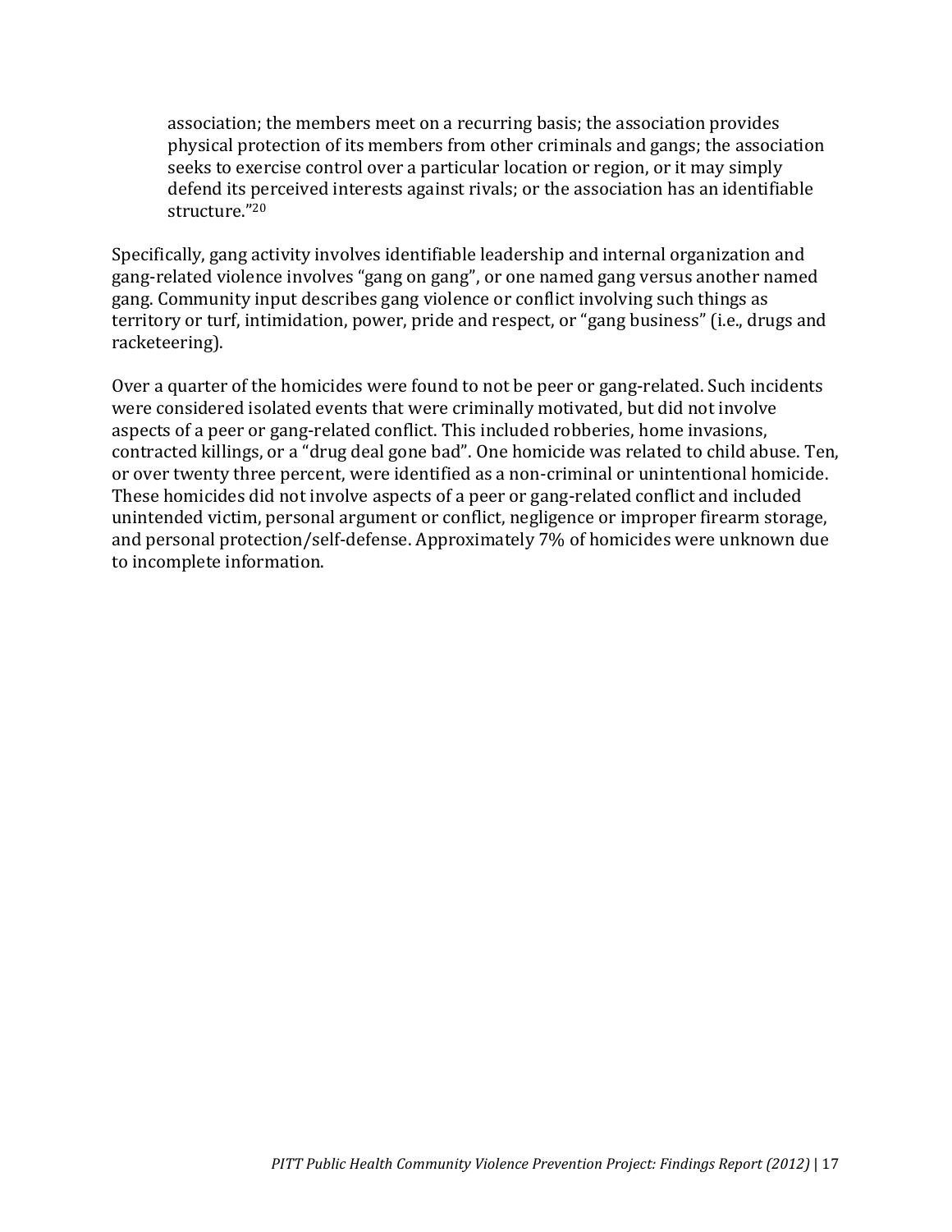> association; the members meet on a recurring basis; the association provides physical protection of its members from other criminals and gangs; the association seeks to exercise control over a particular location or region, or it may simply defend its perceived interests against rivals; or the association has an identifiable structure."[20]

Specifically, gang activity involves identifiable leadership and internal organization and gang-related violence involves "gang on gang", or one named gang versus another named gang. Community input describes gang violence or conflict involving such things as territory or turf, intimidation, power, pride and respect, or "gang business" (i.e., drugs and racketeering).

Over a quarter of the homicides were found to not be peer or gang-related. Such incidents were considered isolated events that were criminally motivated, but did not involve aspects of a peer or gang-related conflict. This included robberies, home invasions, contracted killings, or a "drug deal gone bad". One homicide was related to child abuse. Ten, or over twenty three percent, were identified as a non-criminal or unintentional homicide. These homicides did not involve aspects of a peer or gang-related conflict and included unintended victim, personal argument or conflict, negligence or improper firearm storage, and personal protection/self-defense. Approximately 7% of homicides were unknown due to incomplete information.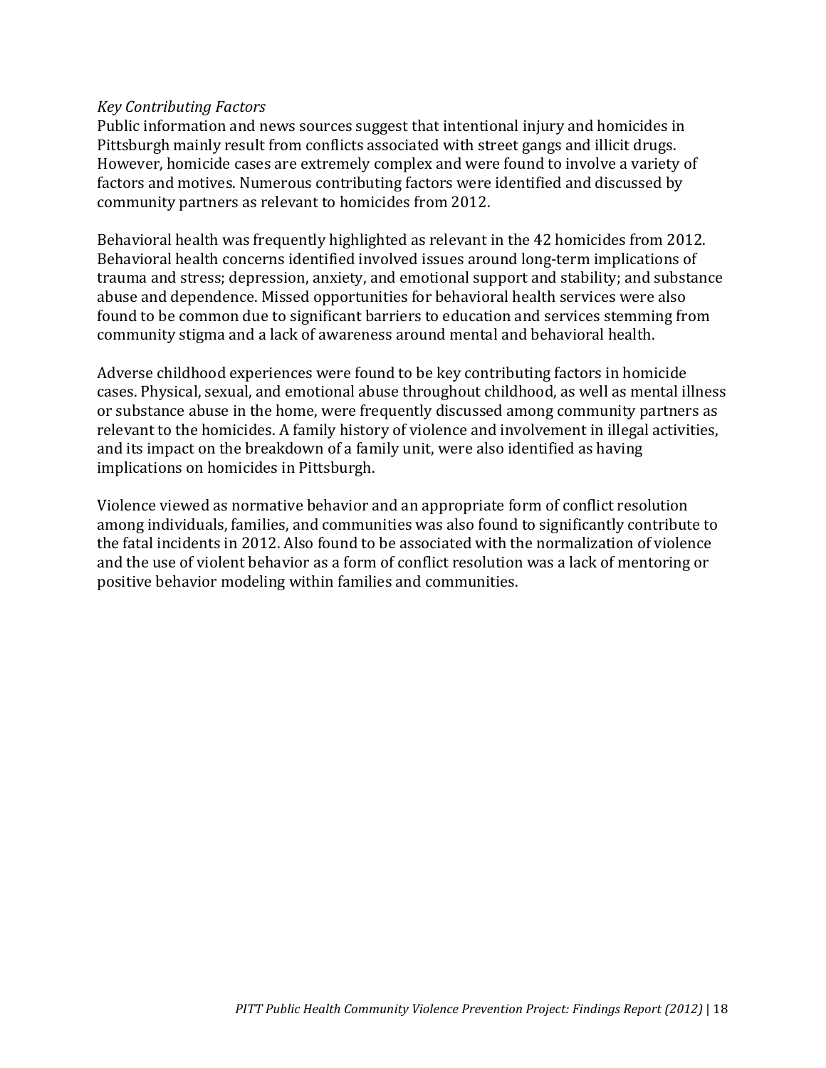*Key Contributing Factors*

Public information and news sources suggest that intentional injury and homicides in Pittsburgh mainly result from conflicts associated with street gangs and illicit drugs. However, homicide cases are extremely complex and were found to involve a variety of factors and motives. Numerous contributing factors were identified and discussed by community partners as relevant to homicides from 2012.

Behavioral health was frequently highlighted as relevant in the 42 homicides from 2012. Behavioral health concerns identified involved issues around long-term implications of trauma and stress; depression, anxiety, and emotional support and stability; and substance abuse and dependence. Missed opportunities for behavioral health services were also found to be common due to significant barriers to education and services stemming from community stigma and a lack of awareness around mental and behavioral health.

Adverse childhood experiences were found to be key contributing factors in homicide cases. Physical, sexual, and emotional abuse throughout childhood, as well as mental illness or substance abuse in the home, were frequently discussed among community partners as relevant to the homicides. A family history of violence and involvement in illegal activities, and its impact on the breakdown of a family unit, were also identified as having implications on homicides in Pittsburgh.

Violence viewed as normative behavior and an appropriate form of conflict resolution among individuals, families, and communities was also found to significantly contribute to the fatal incidents in 2012. Also found to be associated with the normalization of violence and the use of violent behavior as a form of conflict resolution was a lack of mentoring or positive behavior modeling within families and communities.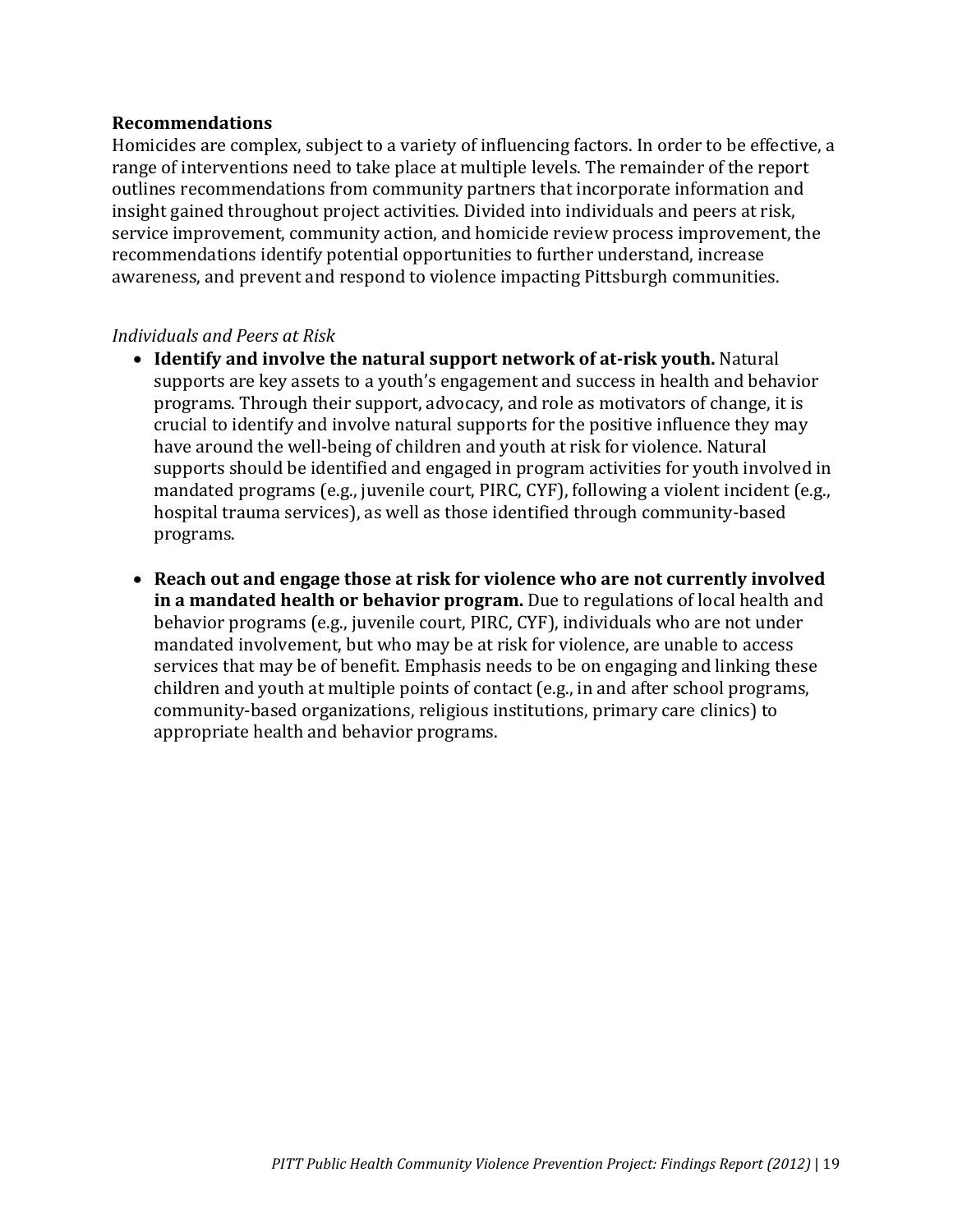## Recommendations

Homicides are complex, subject to a variety of influencing factors. In order to be effective, a range of interventions need to take place at multiple levels. The remainder of the report outlines recommendations from community partners that incorporate information and insight gained throughout project activities. Divided into individuals and peers at risk, service improvement, community action, and homicide review process improvement, the recommendations identify potential opportunities to further understand, increase awareness, and prevent and respond to violence impacting Pittsburgh communities.

### *Individuals and Peers at Risk*

- **Identify and involve the natural support network of at-risk youth.** Natural supports are key assets to a youth's engagement and success in health and behavior programs. Through their support, advocacy, and role as motivators of change, it is crucial to identify and involve natural supports for the positive influence they may have around the well-being of children and youth at risk for violence. Natural supports should be identified and engaged in program activities for youth involved in mandated programs (e.g., juvenile court, PIRC, CYF), following a violent incident (e.g., hospital trauma services), as well as those identified through community-based programs.

- **Reach out and engage those at risk for violence who are not currently involved in a mandated health or behavior program.** Due to regulations of local health and behavior programs (e.g., juvenile court, PIRC, CYF), individuals who are not under mandated involvement, but who may be at risk for violence, are unable to access services that may be of benefit. Emphasis needs to be on engaging and linking these children and youth at multiple points of contact (e.g., in and after school programs, community-based organizations, religious institutions, primary care clinics) to appropriate health and behavior programs.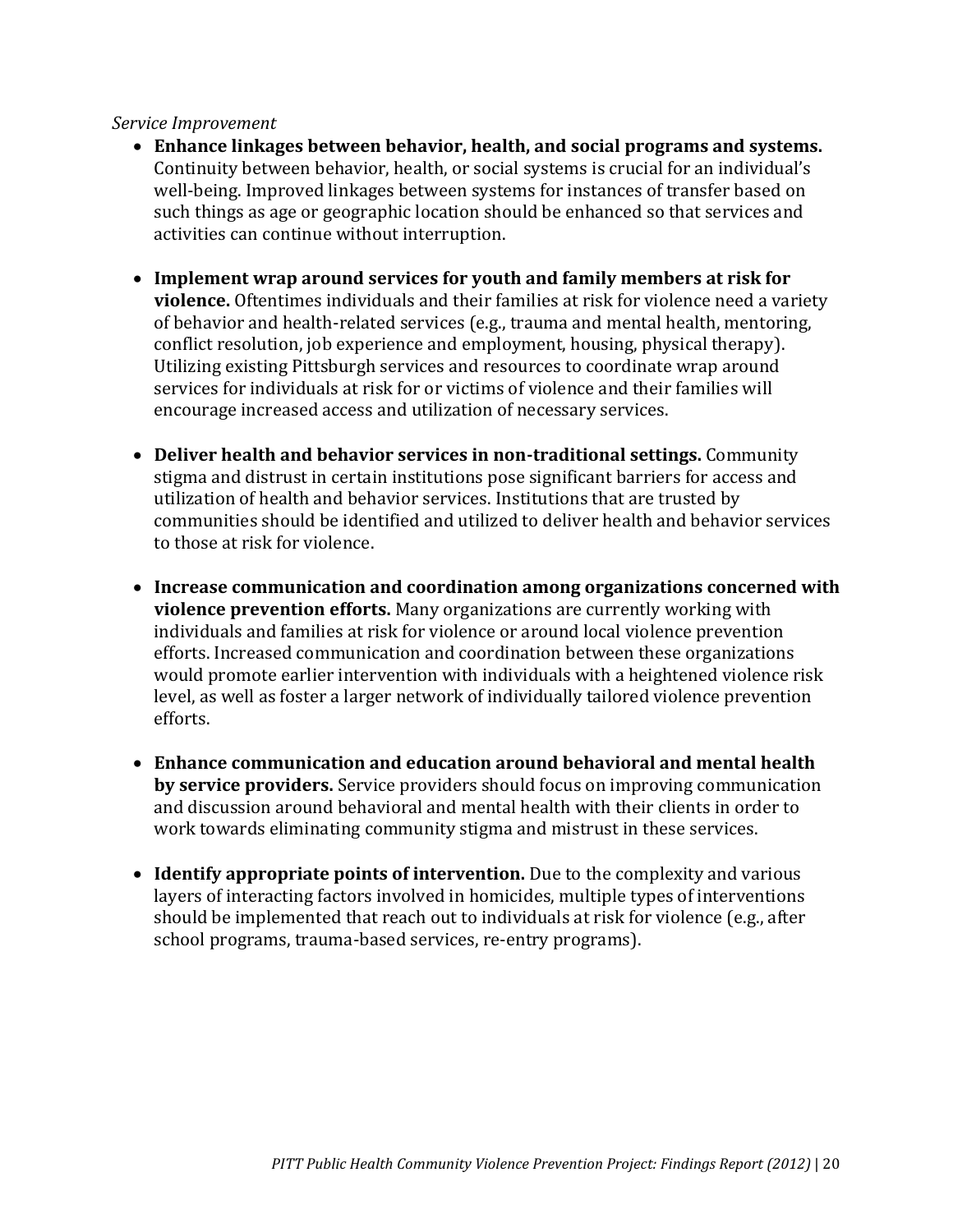*Service Improvement*

- **Enhance linkages between behavior, health, and social programs and systems.** Continuity between behavior, health, or social systems is crucial for an individual's well-being. Improved linkages between systems for instances of transfer based on such things as age or geographic location should be enhanced so that services and activities can continue without interruption.

- **Implement wrap around services for youth and family members at risk for violence.** Oftentimes individuals and their families at risk for violence need a variety of behavior and health-related services (e.g., trauma and mental health, mentoring, conflict resolution, job experience and employment, housing, physical therapy). Utilizing existing Pittsburgh services and resources to coordinate wrap around services for individuals at risk for or victims of violence and their families will encourage increased access and utilization of necessary services.

- **Deliver health and behavior services in non-traditional settings.** Community stigma and distrust in certain institutions pose significant barriers for access and utilization of health and behavior services. Institutions that are trusted by communities should be identified and utilized to deliver health and behavior services to those at risk for violence.

- **Increase communication and coordination among organizations concerned with violence prevention efforts.** Many organizations are currently working with individuals and families at risk for violence or around local violence prevention efforts. Increased communication and coordination between these organizations would promote earlier intervention with individuals with a heightened violence risk level, as well as foster a larger network of individually tailored violence prevention efforts.

- **Enhance communication and education around behavioral and mental health by service providers.** Service providers should focus on improving communication and discussion around behavioral and mental health with their clients in order to work towards eliminating community stigma and mistrust in these services.

- **Identify appropriate points of intervention.** Due to the complexity and various layers of interacting factors involved in homicides, multiple types of interventions should be implemented that reach out to individuals at risk for violence (e.g., after school programs, trauma-based services, re-entry programs).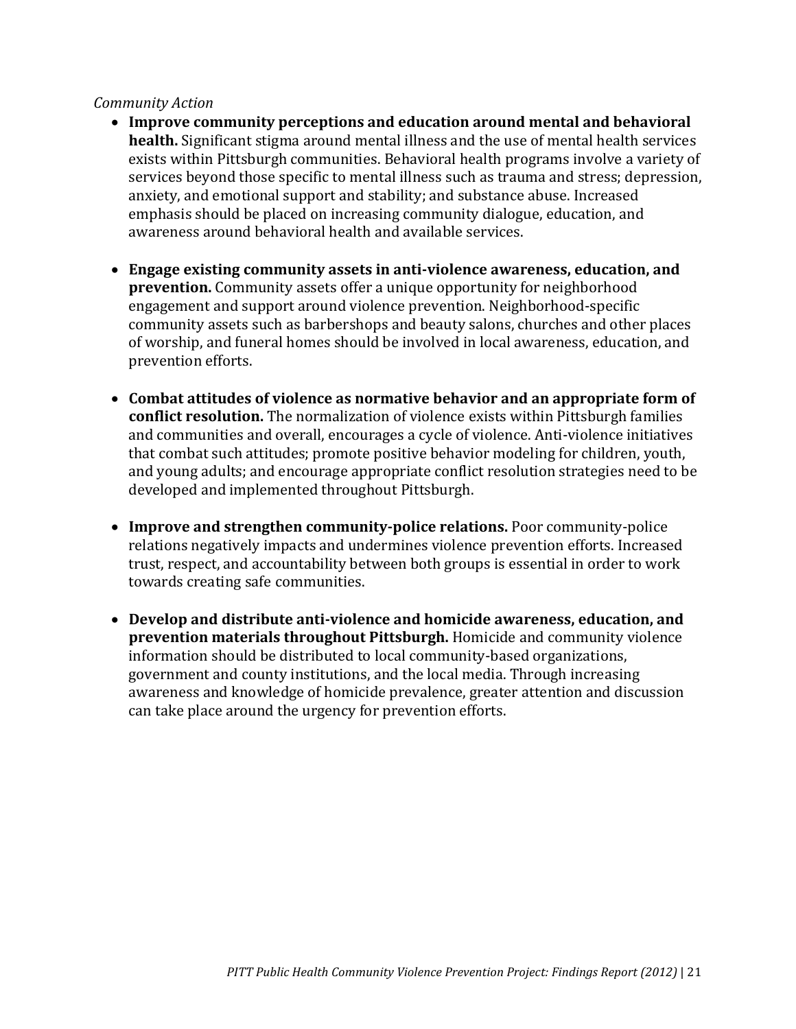*Community Action*

- **Improve community perceptions and education around mental and behavioral health.** Significant stigma around mental illness and the use of mental health services exists within Pittsburgh communities. Behavioral health programs involve a variety of services beyond those specific to mental illness such as trauma and stress; depression, anxiety, and emotional support and stability; and substance abuse. Increased emphasis should be placed on increasing community dialogue, education, and awareness around behavioral health and available services.

- **Engage existing community assets in anti-violence awareness, education, and prevention.** Community assets offer a unique opportunity for neighborhood engagement and support around violence prevention. Neighborhood-specific community assets such as barbershops and beauty salons, churches and other places of worship, and funeral homes should be involved in local awareness, education, and prevention efforts.

- **Combat attitudes of violence as normative behavior and an appropriate form of conflict resolution.** The normalization of violence exists within Pittsburgh families and communities and overall, encourages a cycle of violence. Anti-violence initiatives that combat such attitudes; promote positive behavior modeling for children, youth, and young adults; and encourage appropriate conflict resolution strategies need to be developed and implemented throughout Pittsburgh.

- **Improve and strengthen community-police relations.** Poor community-police relations negatively impacts and undermines violence prevention efforts. Increased trust, respect, and accountability between both groups is essential in order to work towards creating safe communities.

- **Develop and distribute anti-violence and homicide awareness, education, and prevention materials throughout Pittsburgh.** Homicide and community violence information should be distributed to local community-based organizations, government and county institutions, and the local media. Through increasing awareness and knowledge of homicide prevalence, greater attention and discussion can take place around the urgency for prevention efforts.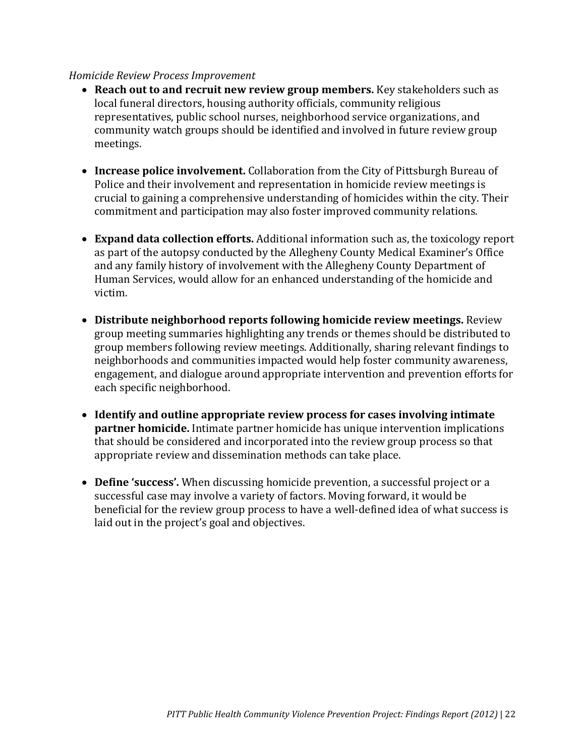*Homicide Review Process Improvement*

- **Reach out to and recruit new review group members.** Key stakeholders such as local funeral directors, housing authority officials, community religious representatives, public school nurses, neighborhood service organizations, and community watch groups should be identified and involved in future review group meetings.

- **Increase police involvement.** Collaboration from the City of Pittsburgh Bureau of Police and their involvement and representation in homicide review meetings is crucial to gaining a comprehensive understanding of homicides within the city. Their commitment and participation may also foster improved community relations.

- **Expand data collection efforts.** Additional information such as, the toxicology report as part of the autopsy conducted by the Allegheny County Medical Examiner's Office and any family history of involvement with the Allegheny County Department of Human Services, would allow for an enhanced understanding of the homicide and victim.

- **Distribute neighborhood reports following homicide review meetings.** Review group meeting summaries highlighting any trends or themes should be distributed to group members following review meetings. Additionally, sharing relevant findings to neighborhoods and communities impacted would help foster community awareness, engagement, and dialogue around appropriate intervention and prevention efforts for each specific neighborhood.

- **Identify and outline appropriate review process for cases involving intimate partner homicide.** Intimate partner homicide has unique intervention implications that should be considered and incorporated into the review group process so that appropriate review and dissemination methods can take place.

- **Define 'success'.** When discussing homicide prevention, a successful project or a successful case may involve a variety of factors. Moving forward, it would be beneficial for the review group process to have a well-defined idea of what success is laid out in the project's goal and objectives.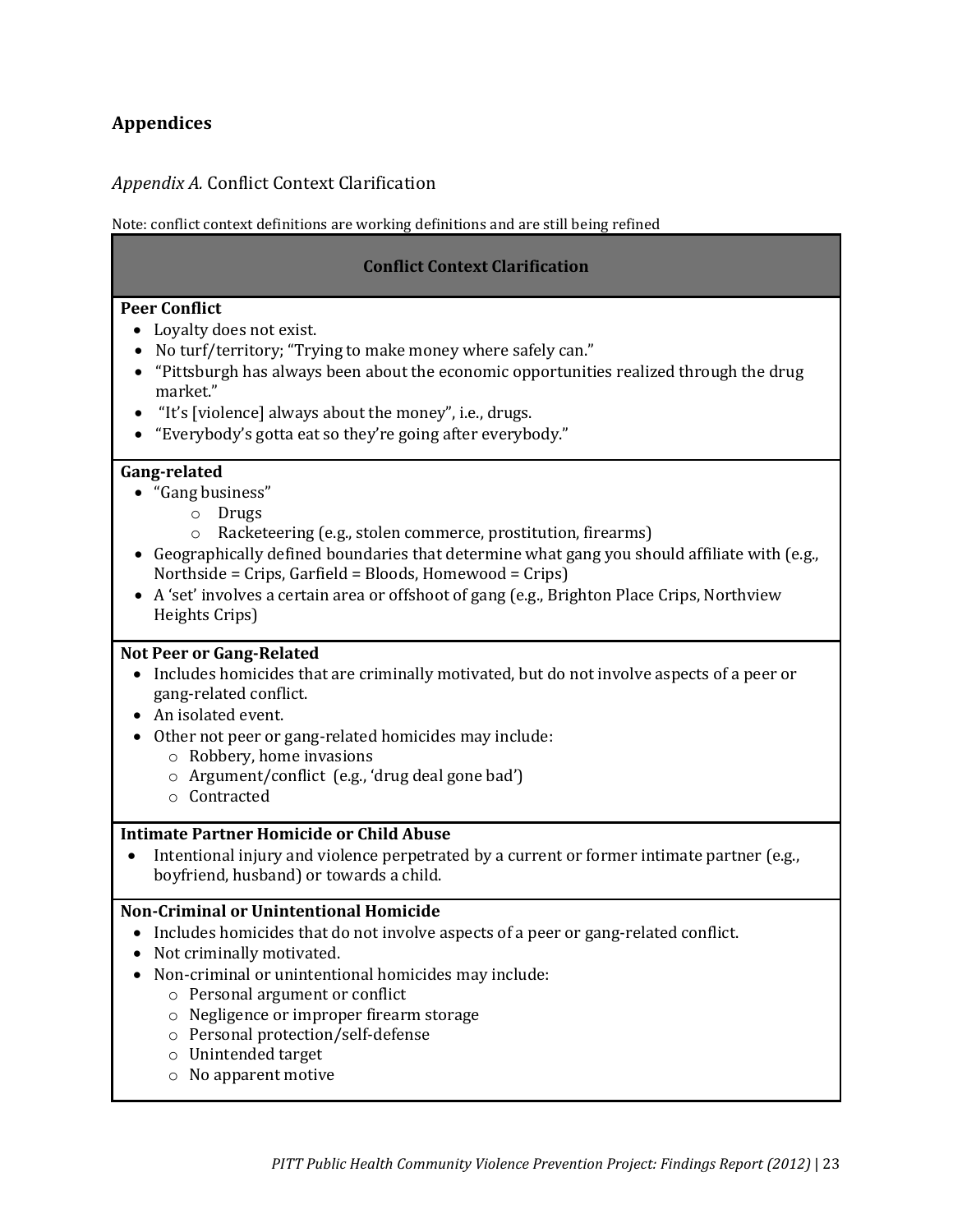## Appendices

### *Appendix A.* Conflict Context Clarification

Note: conflict context definitions are working definitions and are still being refined

**Conflict Context Clarification**

**Peer Conflict**

- Loyalty does not exist.
- No turf/territory; "Trying to make money where safely can."
- "Pittsburgh has always been about the economic opportunities realized through the drug market."
- "It's [violence] always about the money", i.e., drugs.
- "Everybody's gotta eat so they're going after everybody."

**Gang-related**

- "Gang business"
  - Drugs
  - Racketeering (e.g., stolen commerce, prostitution, firearms)
- Geographically defined boundaries that determine what gang you should affiliate with (e.g., Northside = Crips, Garfield = Bloods, Homewood = Crips)
- A 'set' involves a certain area or offshoot of gang (e.g., Brighton Place Crips, Northview Heights Crips)

**Not Peer or Gang-Related**

- Includes homicides that are criminally motivated, but do not involve aspects of a peer or gang-related conflict.
- An isolated event.
- Other not peer or gang-related homicides may include:
  - Robbery, home invasions
  - Argument/conflict (e.g., 'drug deal gone bad')
  - Contracted

**Intimate Partner Homicide or Child Abuse**

- Intentional injury and violence perpetrated by a current or former intimate partner (e.g., boyfriend, husband) or towards a child.

**Non-Criminal or Unintentional Homicide**

- Includes homicides that do not involve aspects of a peer or gang-related conflict.
- Not criminally motivated.
- Non-criminal or unintentional homicides may include:
  - Personal argument or conflict
  - Negligence or improper firearm storage
  - Personal protection/self-defense
  - Unintended target
  - No apparent motive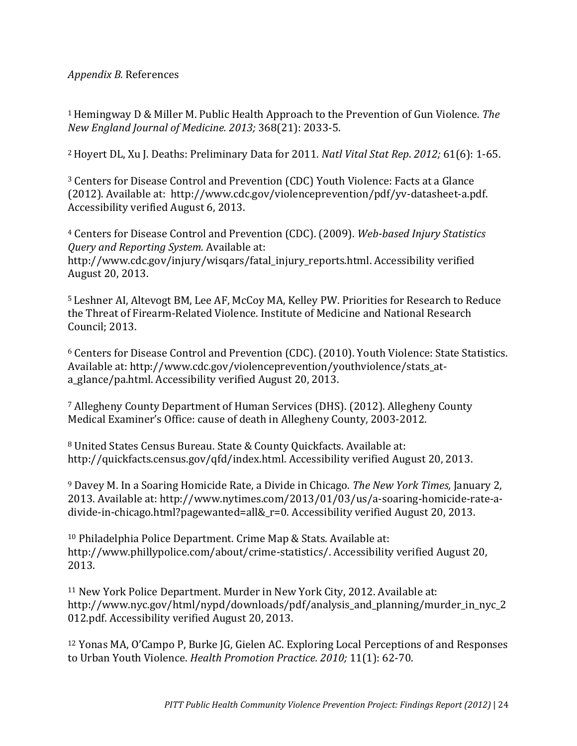*Appendix B.* References

[1] Hemingway D & Miller M. Public Health Approach to the Prevention of Gun Violence. *The New England Journal of Medicine. 2013;* 368(21): 2033-5.

[2] Hoyert DL, Xu J. Deaths: Preliminary Data for 2011. *Natl Vital Stat Rep*. *2012;* 61(6): 1-65.

[3] Centers for Disease Control and Prevention (CDC) Youth Violence: Facts at a Glance (2012). Available at: http://www.cdc.gov/violenceprevention/pdf/yv-datasheet-a.pdf. Accessibility verified August 6, 2013.

[4] Centers for Disease Control and Prevention (CDC). (2009). *Web-based Injury Statistics Query and Reporting System.* Available at: http://www.cdc.gov/injury/wisqars/fatal_injury_reports.html. Accessibility verified August 20, 2013.

[5] Leshner AI, Altevogt BM, Lee AF, McCoy MA, Kelley PW. Priorities for Research to Reduce the Threat of Firearm-Related Violence. Institute of Medicine and National Research Council; 2013.

[6] Centers for Disease Control and Prevention (CDC). (2010). Youth Violence: State Statistics. Available at: http://www.cdc.gov/violenceprevention/youthviolence/stats_at-a_glance/pa.html. Accessibility verified August 20, 2013.

[7] Allegheny County Department of Human Services (DHS). (2012). Allegheny County Medical Examiner's Office: cause of death in Allegheny County, 2003-2012.

[8] United States Census Bureau. State & County Quickfacts. Available at: http://quickfacts.census.gov/qfd/index.html. Accessibility verified August 20, 2013.

[9] Davey M. In a Soaring Homicide Rate, a Divide in Chicago. *The New York Times,* January 2, 2013. Available at: http://www.nytimes.com/2013/01/03/us/a-soaring-homicide-rate-a-divide-in-chicago.html?pagewanted=all&_r=0. Accessibility verified August 20, 2013.

[10] Philadelphia Police Department. Crime Map & Stats. Available at: http://www.phillypolice.com/about/crime-statistics/. Accessibility verified August 20, 2013.

[11] New York Police Department. Murder in New York City, 2012. Available at: http://www.nyc.gov/html/nypd/downloads/pdf/analysis_and_planning/murder_in_nyc_2012.pdf. Accessibility verified August 20, 2013.

[12] Yonas MA, O'Campo P, Burke JG, Gielen AC. Exploring Local Perceptions of and Responses to Urban Youth Violence. *Health Promotion Practice. 2010;* 11(1): 62-70.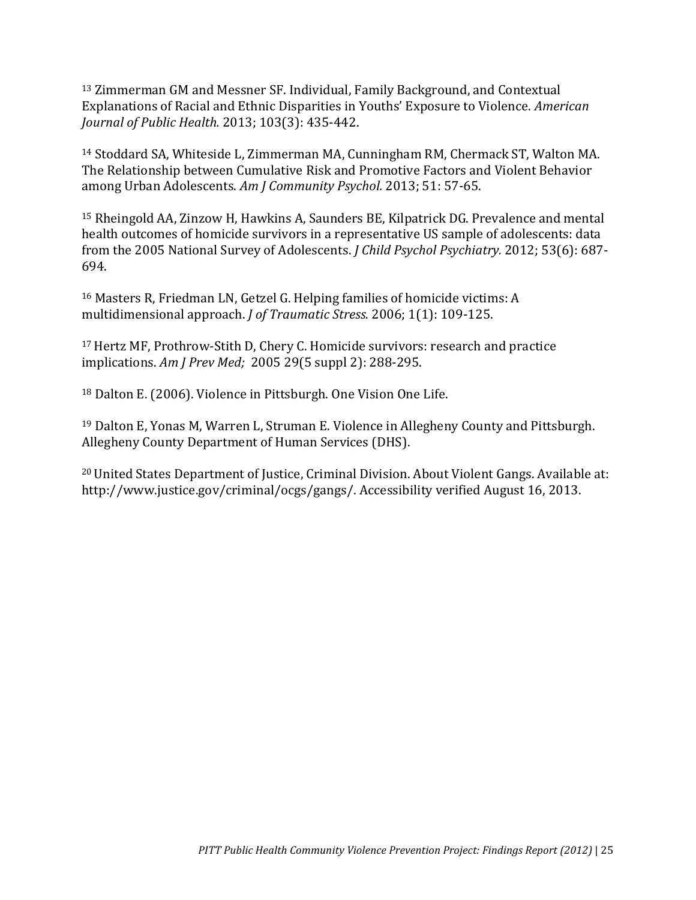[13] Zimmerman GM and Messner SF. Individual, Family Background, and Contextual Explanations of Racial and Ethnic Disparities in Youths' Exposure to Violence. *American Journal of Public Health.* 2013; 103(3): 435-442.

[14] Stoddard SA, Whiteside L, Zimmerman MA, Cunningham RM, Chermack ST, Walton MA. The Relationship between Cumulative Risk and Promotive Factors and Violent Behavior among Urban Adolescents. *Am J Community Psychol.* 2013; 51: 57-65.

[15] Rheingold AA, Zinzow H, Hawkins A, Saunders BE, Kilpatrick DG. Prevalence and mental health outcomes of homicide survivors in a representative US sample of adolescents: data from the 2005 National Survey of Adolescents. *J Child Psychol Psychiatry.* 2012; 53(6): 687-694.

[16] Masters R, Friedman LN, Getzel G. Helping families of homicide victims: A multidimensional approach. *J of Traumatic Stress.* 2006; 1(1): 109-125.

[17] Hertz MF, Prothrow-Stith D, Chery C. Homicide survivors: research and practice implications. *Am J Prev Med;* 2005 29(5 suppl 2): 288-295.

[18] Dalton E. (2006). Violence in Pittsburgh. One Vision One Life.

[19] Dalton E, Yonas M, Warren L, Struman E. Violence in Allegheny County and Pittsburgh. Allegheny County Department of Human Services (DHS).

[20] United States Department of Justice, Criminal Division. About Violent Gangs. Available at: http://www.justice.gov/criminal/ocgs/gangs/. Accessibility verified August 16, 2013.